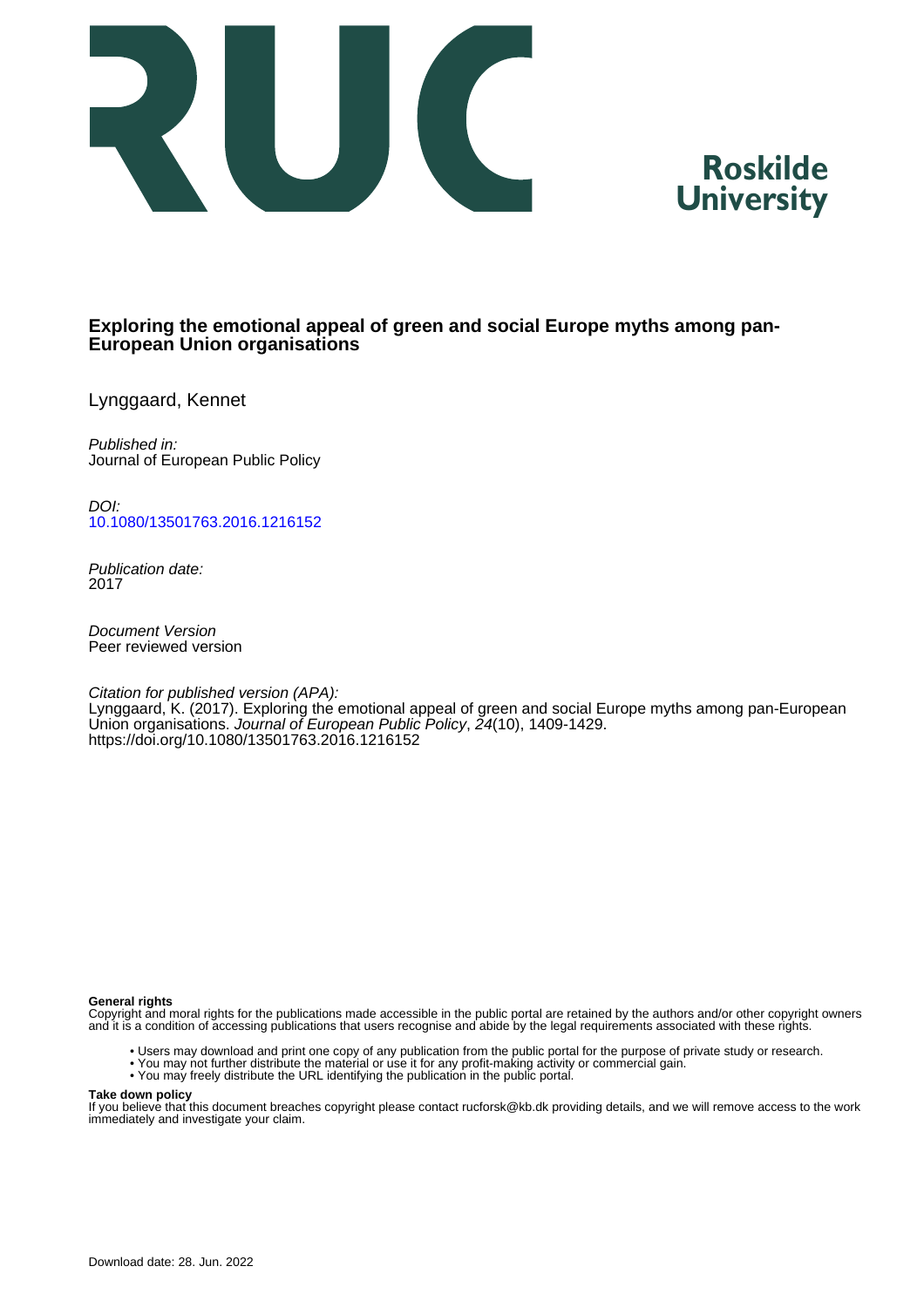Roskilde University

# Exploring the emotional appeal of green and social Europe myths among pan-European Union organisations

Lynggaard, Kennet

*Published in:*
Journal of European Public Policy

*DOI:*
10.1080/13501763.2016.1216152

*Publication date:*
2017

*Document Version*
Peer reviewed version

*Citation for published version (APA):*
Lynggaard, K. (2017). Exploring the emotional appeal of green and social Europe myths among pan-European Union organisations. *Journal of European Public Policy*, *24*(10), 1409-1429.
https://doi.org/10.1080/13501763.2016.1216152

**General rights**
Copyright and moral rights for the publications made accessible in the public portal are retained by the authors and/or other copyright owners and it is a condition of accessing publications that users recognise and abide by the legal requirements associated with these rights.

- Users may download and print one copy of any publication from the public portal for the purpose of private study or research.
- You may not further distribute the material or use it for any profit-making activity or commercial gain.
- You may freely distribute the URL identifying the publication in the public portal.

**Take down policy**
If you believe that this document breaches copyright please contact rucforsk@kb.dk providing details, and we will remove access to the work immediately and investigate your claim.

Download date: 28. Jun. 2022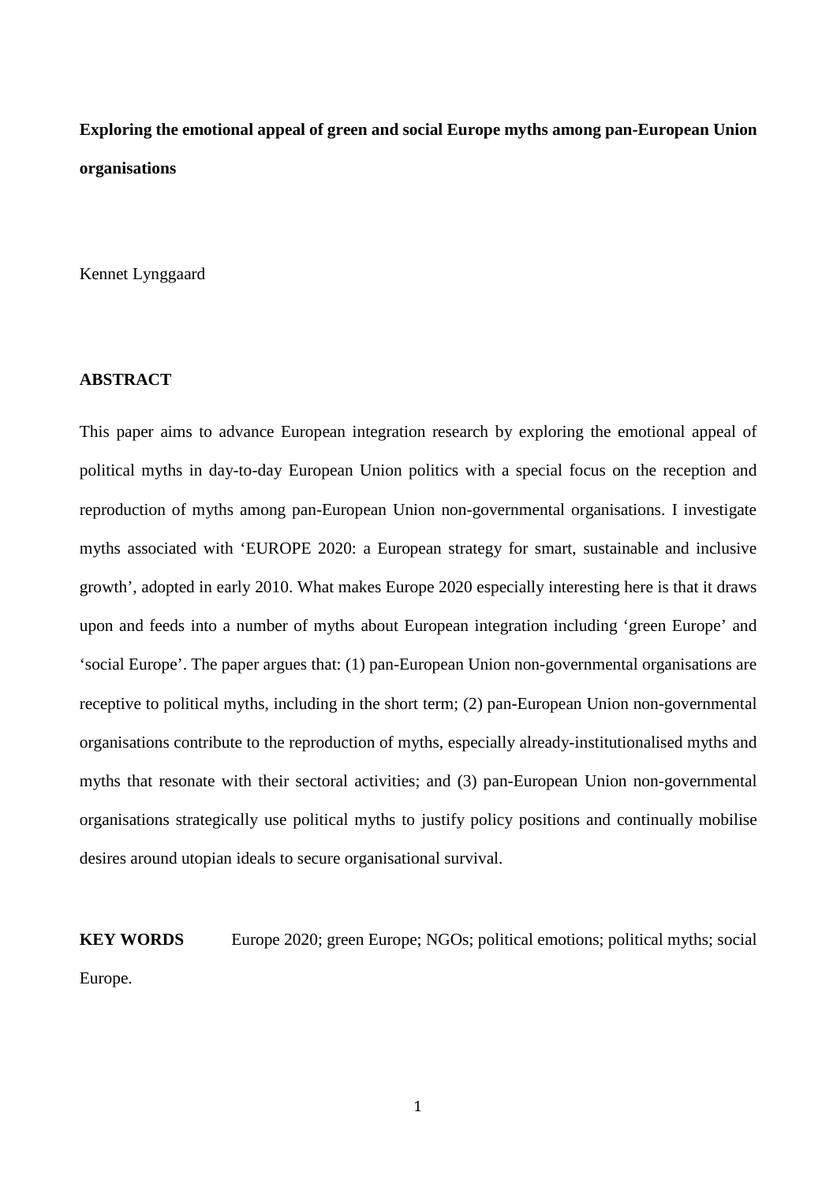**Exploring the emotional appeal of green and social Europe myths among pan-European Union organisations**

Kennet Lynggaard

## ABSTRACT

This paper aims to advance European integration research by exploring the emotional appeal of political myths in day-to-day European Union politics with a special focus on the reception and reproduction of myths among pan-European Union non-governmental organisations. I investigate myths associated with 'EUROPE 2020: a European strategy for smart, sustainable and inclusive growth', adopted in early 2010. What makes Europe 2020 especially interesting here is that it draws upon and feeds into a number of myths about European integration including 'green Europe' and 'social Europe'. The paper argues that: (1) pan-European Union non-governmental organisations are receptive to political myths, including in the short term; (2) pan-European Union non-governmental organisations contribute to the reproduction of myths, especially already-institutionalised myths and myths that resonate with their sectoral activities; and (3) pan-European Union non-governmental organisations strategically use political myths to justify policy positions and continually mobilise desires around utopian ideals to secure organisational survival.

**KEY WORDS** Europe 2020; green Europe; NGOs; political emotions; political myths; social Europe.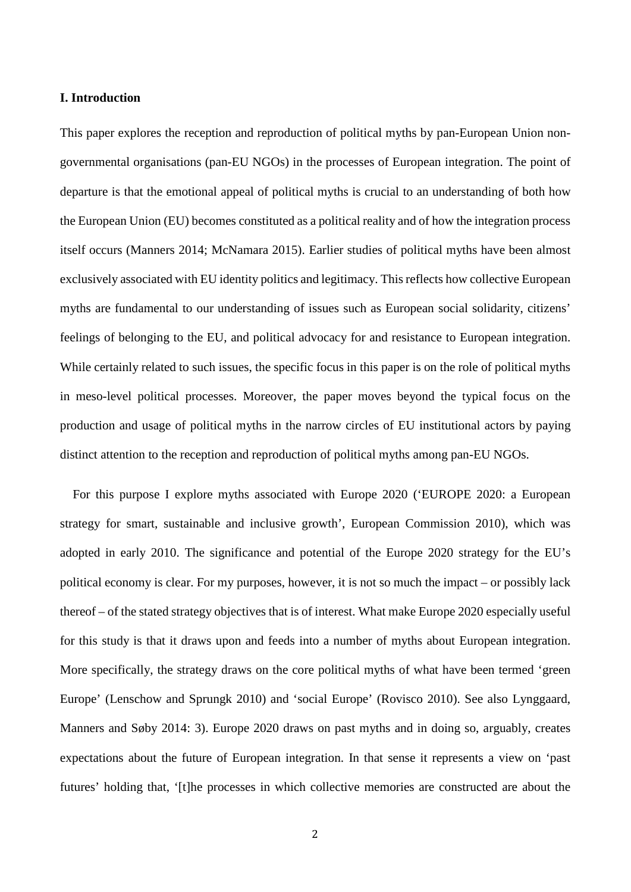### I. Introduction

This paper explores the reception and reproduction of political myths by pan-European Union non-governmental organisations (pan-EU NGOs) in the processes of European integration. The point of departure is that the emotional appeal of political myths is crucial to an understanding of both how the European Union (EU) becomes constituted as a political reality and of how the integration process itself occurs (Manners 2014; McNamara 2015). Earlier studies of political myths have been almost exclusively associated with EU identity politics and legitimacy. This reflects how collective European myths are fundamental to our understanding of issues such as European social solidarity, citizens' feelings of belonging to the EU, and political advocacy for and resistance to European integration. While certainly related to such issues, the specific focus in this paper is on the role of political myths in meso-level political processes. Moreover, the paper moves beyond the typical focus on the production and usage of political myths in the narrow circles of EU institutional actors by paying distinct attention to the reception and reproduction of political myths among pan-EU NGOs.

For this purpose I explore myths associated with Europe 2020 ('EUROPE 2020: a European strategy for smart, sustainable and inclusive growth', European Commission 2010), which was adopted in early 2010. The significance and potential of the Europe 2020 strategy for the EU's political economy is clear. For my purposes, however, it is not so much the impact – or possibly lack thereof – of the stated strategy objectives that is of interest. What make Europe 2020 especially useful for this study is that it draws upon and feeds into a number of myths about European integration. More specifically, the strategy draws on the core political myths of what have been termed 'green Europe' (Lenschow and Sprungk 2010) and 'social Europe' (Rovisco 2010). See also Lynggaard, Manners and Søby 2014: 3). Europe 2020 draws on past myths and in doing so, arguably, creates expectations about the future of European integration. In that sense it represents a view on 'past futures' holding that, '[t]he processes in which collective memories are constructed are about the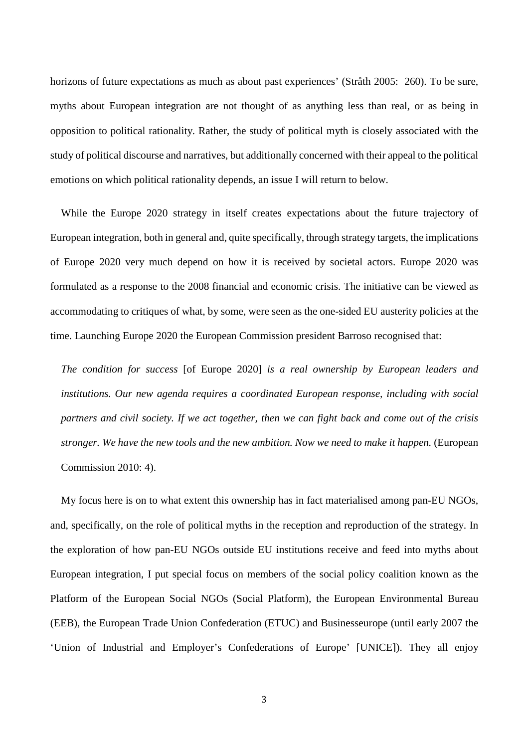horizons of future expectations as much as about past experiences' (Stråth 2005: 260). To be sure, myths about European integration are not thought of as anything less than real, or as being in opposition to political rationality. Rather, the study of political myth is closely associated with the study of political discourse and narratives, but additionally concerned with their appeal to the political emotions on which political rationality depends, an issue I will return to below.

While the Europe 2020 strategy in itself creates expectations about the future trajectory of European integration, both in general and, quite specifically, through strategy targets, the implications of Europe 2020 very much depend on how it is received by societal actors. Europe 2020 was formulated as a response to the 2008 financial and economic crisis. The initiative can be viewed as accommodating to critiques of what, by some, were seen as the one-sided EU austerity policies at the time. Launching Europe 2020 the European Commission president Barroso recognised that:

> *The condition for success* [of Europe 2020] *is a real ownership by European leaders and institutions. Our new agenda requires a coordinated European response, including with social partners and civil society. If we act together, then we can fight back and come out of the crisis stronger. We have the new tools and the new ambition. Now we need to make it happen.* (European Commission 2010: 4).

My focus here is on to what extent this ownership has in fact materialised among pan-EU NGOs, and, specifically, on the role of political myths in the reception and reproduction of the strategy. In the exploration of how pan-EU NGOs outside EU institutions receive and feed into myths about European integration, I put special focus on members of the social policy coalition known as the Platform of the European Social NGOs (Social Platform), the European Environmental Bureau (EEB), the European Trade Union Confederation (ETUC) and Businesseurope (until early 2007 the 'Union of Industrial and Employer's Confederations of Europe' [UNICE]). They all enjoy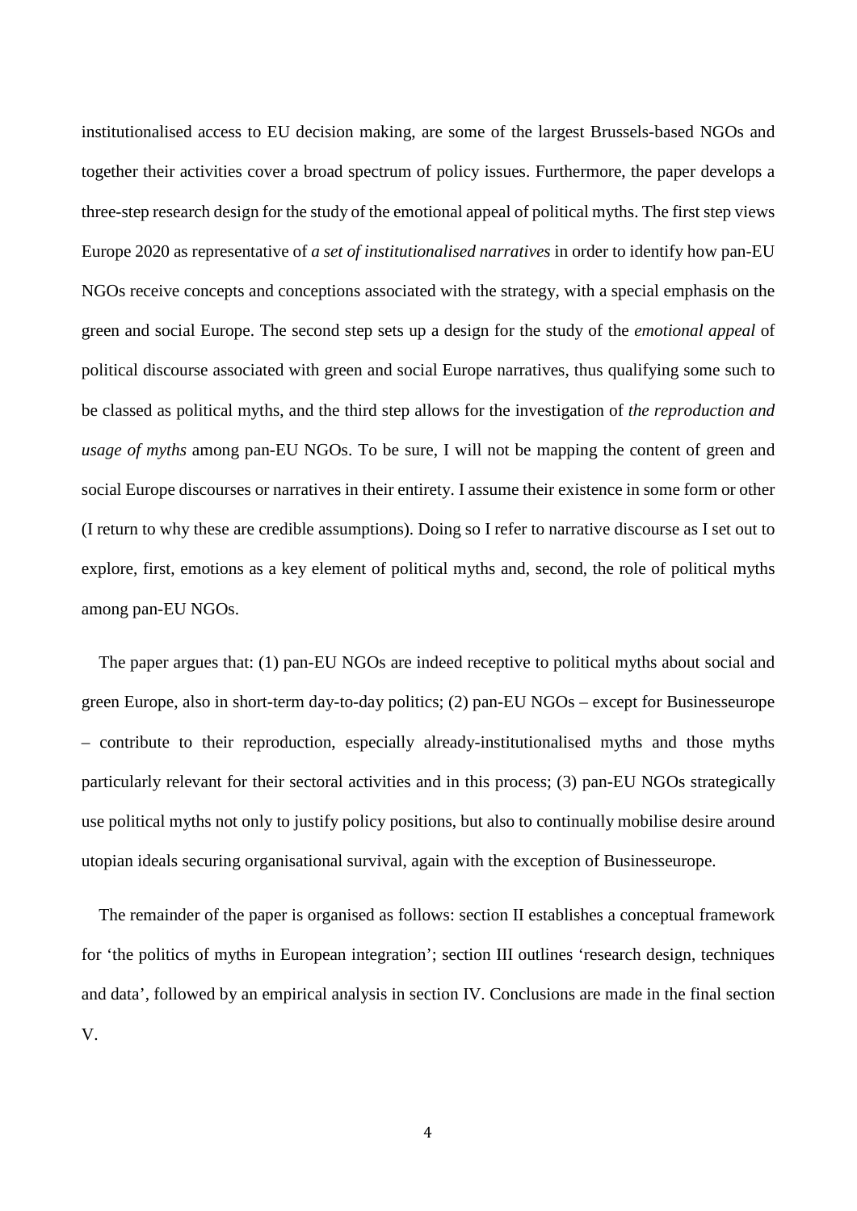institutionalised access to EU decision making, are some of the largest Brussels-based NGOs and together their activities cover a broad spectrum of policy issues. Furthermore, the paper develops a three-step research design for the study of the emotional appeal of political myths. The first step views Europe 2020 as representative of *a set of institutionalised narratives* in order to identify how pan-EU NGOs receive concepts and conceptions associated with the strategy, with a special emphasis on the green and social Europe. The second step sets up a design for the study of the *emotional appeal* of political discourse associated with green and social Europe narratives, thus qualifying some such to be classed as political myths, and the third step allows for the investigation of *the reproduction and usage of myths* among pan-EU NGOs. To be sure, I will not be mapping the content of green and social Europe discourses or narratives in their entirety. I assume their existence in some form or other (I return to why these are credible assumptions). Doing so I refer to narrative discourse as I set out to explore, first, emotions as a key element of political myths and, second, the role of political myths among pan-EU NGOs.

The paper argues that: (1) pan-EU NGOs are indeed receptive to political myths about social and green Europe, also in short-term day-to-day politics; (2) pan-EU NGOs – except for Businesseurope – contribute to their reproduction, especially already-institutionalised myths and those myths particularly relevant for their sectoral activities and in this process; (3) pan-EU NGOs strategically use political myths not only to justify policy positions, but also to continually mobilise desire around utopian ideals securing organisational survival, again with the exception of Businesseurope.

The remainder of the paper is organised as follows: section II establishes a conceptual framework for 'the politics of myths in European integration'; section III outlines 'research design, techniques and data', followed by an empirical analysis in section IV. Conclusions are made in the final section V.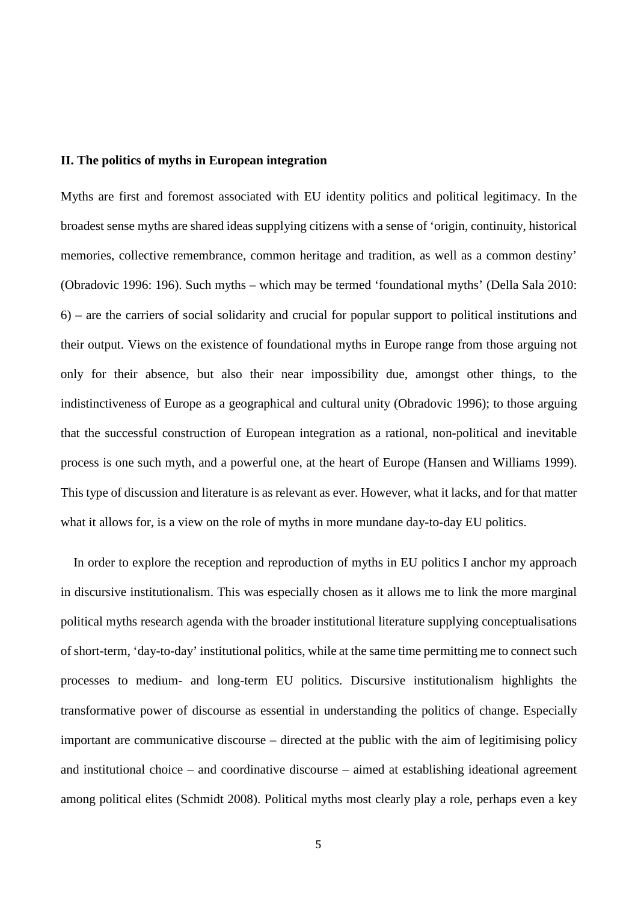## II. The politics of myths in European integration

Myths are first and foremost associated with EU identity politics and political legitimacy. In the broadest sense myths are shared ideas supplying citizens with a sense of 'origin, continuity, historical memories, collective remembrance, common heritage and tradition, as well as a common destiny' (Obradovic 1996: 196). Such myths – which may be termed 'foundational myths' (Della Sala 2010: 6) – are the carriers of social solidarity and crucial for popular support to political institutions and their output. Views on the existence of foundational myths in Europe range from those arguing not only for their absence, but also their near impossibility due, amongst other things, to the indistinctiveness of Europe as a geographical and cultural unity (Obradovic 1996); to those arguing that the successful construction of European integration as a rational, non-political and inevitable process is one such myth, and a powerful one, at the heart of Europe (Hansen and Williams 1999). This type of discussion and literature is as relevant as ever. However, what it lacks, and for that matter what it allows for, is a view on the role of myths in more mundane day-to-day EU politics.

In order to explore the reception and reproduction of myths in EU politics I anchor my approach in discursive institutionalism. This was especially chosen as it allows me to link the more marginal political myths research agenda with the broader institutional literature supplying conceptualisations of short-term, 'day-to-day' institutional politics, while at the same time permitting me to connect such processes to medium- and long-term EU politics. Discursive institutionalism highlights the transformative power of discourse as essential in understanding the politics of change. Especially important are communicative discourse – directed at the public with the aim of legitimising policy and institutional choice – and coordinative discourse – aimed at establishing ideational agreement among political elites (Schmidt 2008). Political myths most clearly play a role, perhaps even a key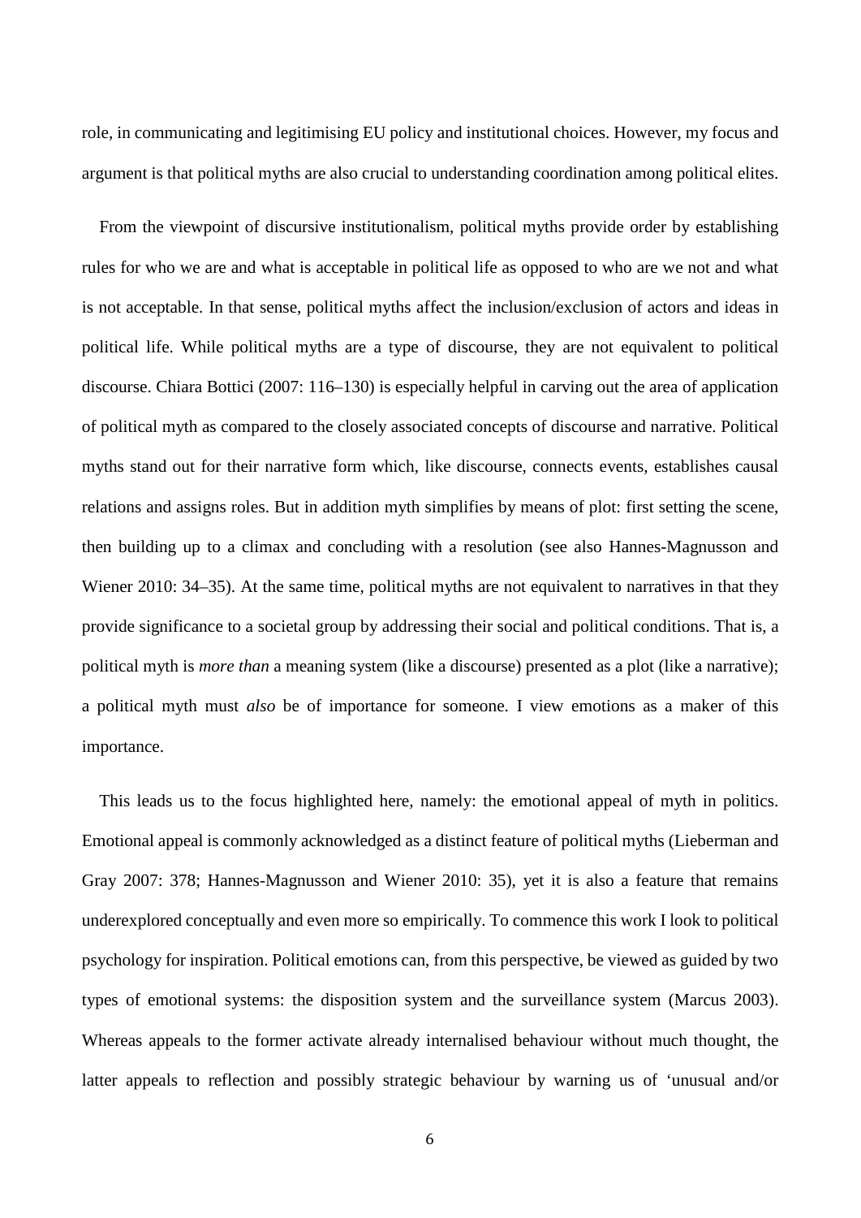role, in communicating and legitimising EU policy and institutional choices. However, my focus and argument is that political myths are also crucial to understanding coordination among political elites.

From the viewpoint of discursive institutionalism, political myths provide order by establishing rules for who we are and what is acceptable in political life as opposed to who are we not and what is not acceptable. In that sense, political myths affect the inclusion/exclusion of actors and ideas in political life. While political myths are a type of discourse, they are not equivalent to political discourse. Chiara Bottici (2007: 116–130) is especially helpful in carving out the area of application of political myth as compared to the closely associated concepts of discourse and narrative. Political myths stand out for their narrative form which, like discourse, connects events, establishes causal relations and assigns roles. But in addition myth simplifies by means of plot: first setting the scene, then building up to a climax and concluding with a resolution (see also Hannes-Magnusson and Wiener 2010: 34–35). At the same time, political myths are not equivalent to narratives in that they provide significance to a societal group by addressing their social and political conditions. That is, a political myth is *more than* a meaning system (like a discourse) presented as a plot (like a narrative); a political myth must *also* be of importance for someone. I view emotions as a maker of this importance.

This leads us to the focus highlighted here, namely: the emotional appeal of myth in politics. Emotional appeal is commonly acknowledged as a distinct feature of political myths (Lieberman and Gray 2007: 378; Hannes-Magnusson and Wiener 2010: 35), yet it is also a feature that remains underexplored conceptually and even more so empirically. To commence this work I look to political psychology for inspiration. Political emotions can, from this perspective, be viewed as guided by two types of emotional systems: the disposition system and the surveillance system (Marcus 2003). Whereas appeals to the former activate already internalised behaviour without much thought, the latter appeals to reflection and possibly strategic behaviour by warning us of 'unusual and/or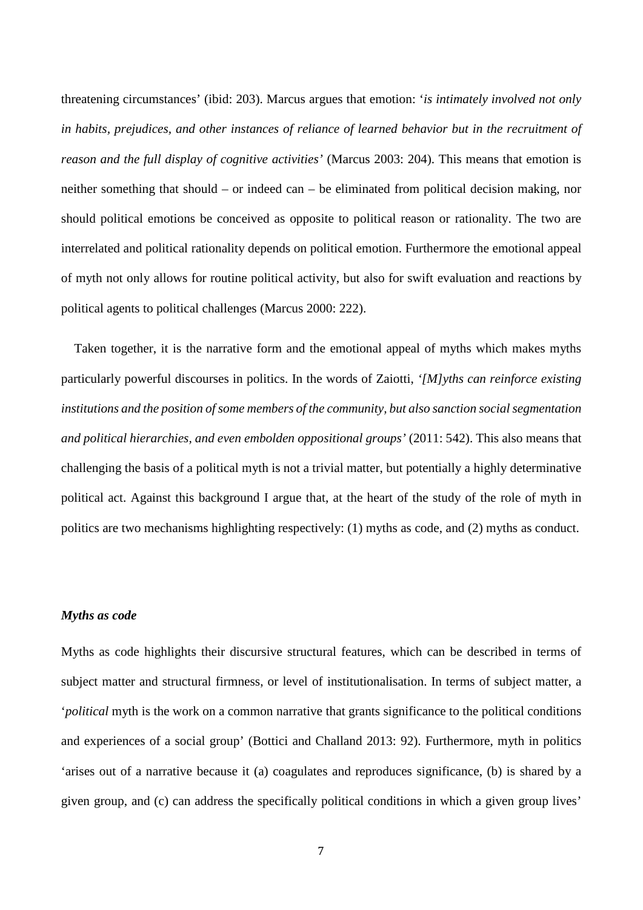threatening circumstances' (ibid: 203). Marcus argues that emotion: '*is intimately involved not only in habits, prejudices, and other instances of reliance of learned behavior but in the recruitment of reason and the full display of cognitive activities'* (Marcus 2003: 204). This means that emotion is neither something that should – or indeed can – be eliminated from political decision making, nor should political emotions be conceived as opposite to political reason or rationality. The two are interrelated and political rationality depends on political emotion. Furthermore the emotional appeal of myth not only allows for routine political activity, but also for swift evaluation and reactions by political agents to political challenges (Marcus 2000: 222).

Taken together, it is the narrative form and the emotional appeal of myths which makes myths particularly powerful discourses in politics. In the words of Zaiotti, *'[M]yths can reinforce existing institutions and the position of some members of the community, but also sanction social segmentation and political hierarchies, and even embolden oppositional groups'* (2011: 542). This also means that challenging the basis of a political myth is not a trivial matter, but potentially a highly determinative political act. Against this background I argue that, at the heart of the study of the role of myth in politics are two mechanisms highlighting respectively: (1) myths as code, and (2) myths as conduct.

### *Myths as code*

Myths as code highlights their discursive structural features, which can be described in terms of subject matter and structural firmness, or level of institutionalisation. In terms of subject matter, a '*political* myth is the work on a common narrative that grants significance to the political conditions and experiences of a social group' (Bottici and Challand 2013: 92). Furthermore, myth in politics 'arises out of a narrative because it (a) coagulates and reproduces significance, (b) is shared by a given group, and (c) can address the specifically political conditions in which a given group lives'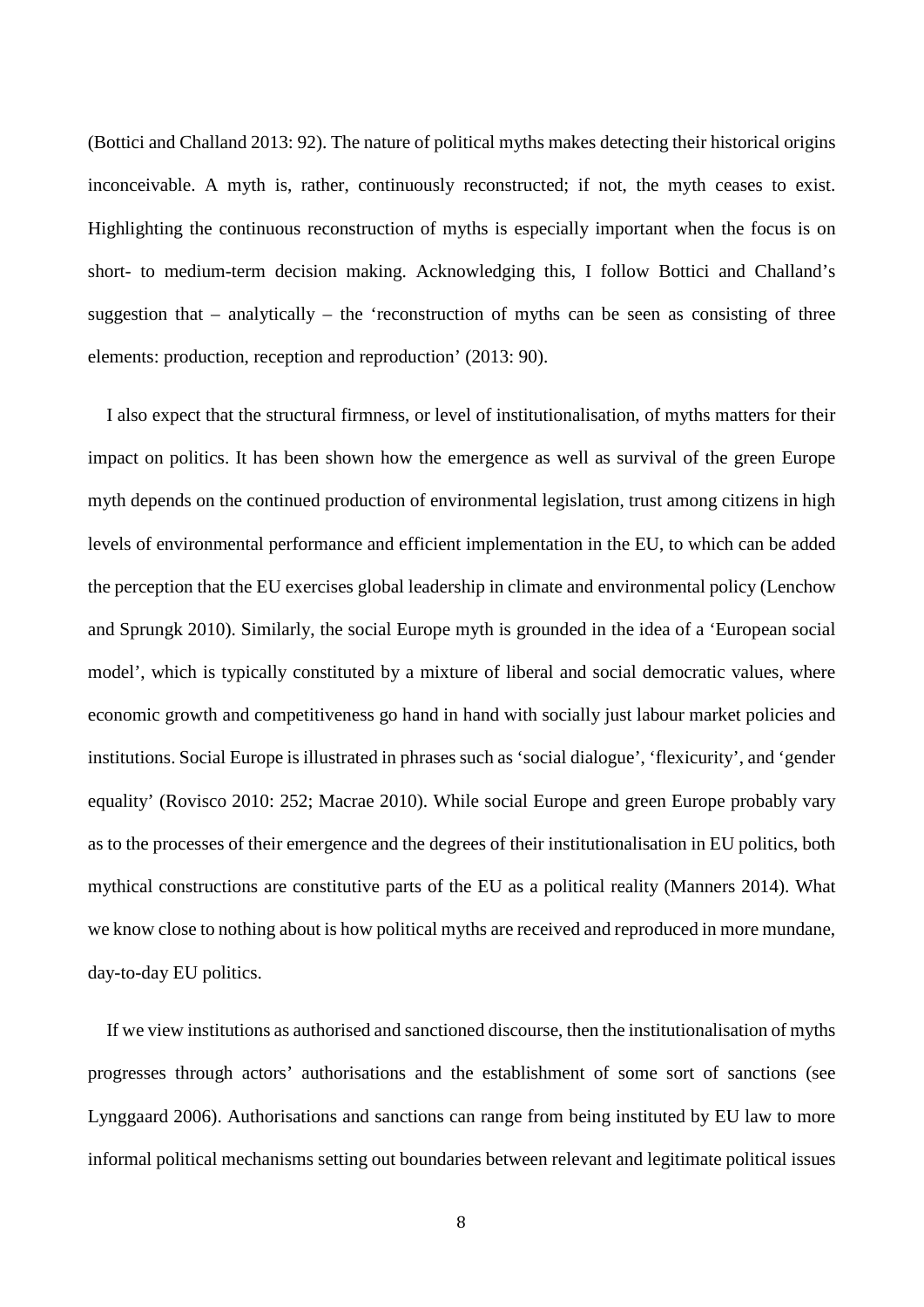(Bottici and Challand 2013: 92). The nature of political myths makes detecting their historical origins inconceivable. A myth is, rather, continuously reconstructed; if not, the myth ceases to exist. Highlighting the continuous reconstruction of myths is especially important when the focus is on short- to medium-term decision making. Acknowledging this, I follow Bottici and Challand's suggestion that – analytically – the 'reconstruction of myths can be seen as consisting of three elements: production, reception and reproduction' (2013: 90).

I also expect that the structural firmness, or level of institutionalisation, of myths matters for their impact on politics. It has been shown how the emergence as well as survival of the green Europe myth depends on the continued production of environmental legislation, trust among citizens in high levels of environmental performance and efficient implementation in the EU, to which can be added the perception that the EU exercises global leadership in climate and environmental policy (Lenchow and Sprungk 2010). Similarly, the social Europe myth is grounded in the idea of a 'European social model', which is typically constituted by a mixture of liberal and social democratic values, where economic growth and competitiveness go hand in hand with socially just labour market policies and institutions. Social Europe is illustrated in phrases such as 'social dialogue', 'flexicurity', and 'gender equality' (Rovisco 2010: 252; Macrae 2010). While social Europe and green Europe probably vary as to the processes of their emergence and the degrees of their institutionalisation in EU politics, both mythical constructions are constitutive parts of the EU as a political reality (Manners 2014). What we know close to nothing about is how political myths are received and reproduced in more mundane, day-to-day EU politics.

If we view institutions as authorised and sanctioned discourse, then the institutionalisation of myths progresses through actors' authorisations and the establishment of some sort of sanctions (see Lynggaard 2006). Authorisations and sanctions can range from being instituted by EU law to more informal political mechanisms setting out boundaries between relevant and legitimate political issues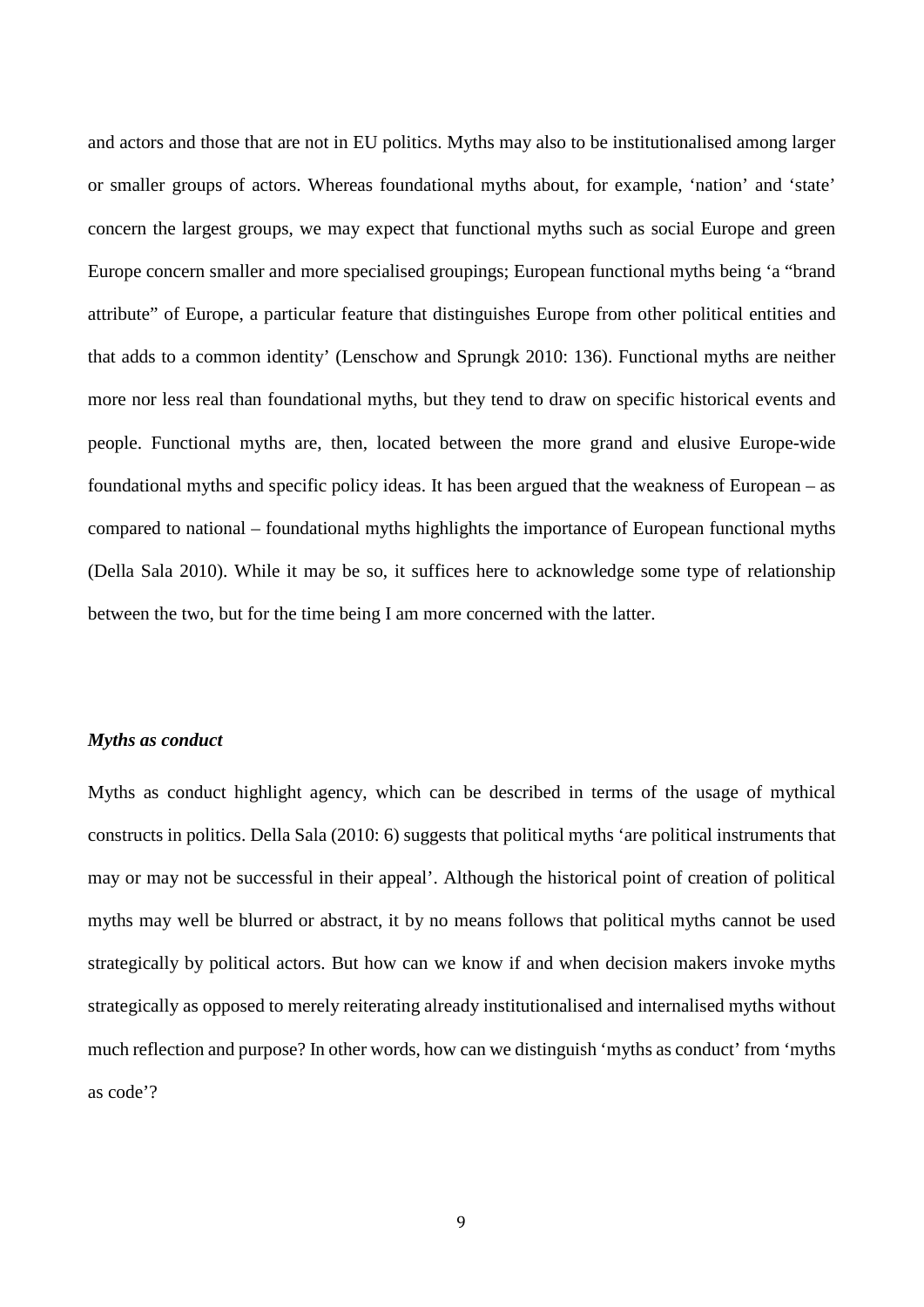and actors and those that are not in EU politics. Myths may also to be institutionalised among larger or smaller groups of actors. Whereas foundational myths about, for example, 'nation' and 'state' concern the largest groups, we may expect that functional myths such as social Europe and green Europe concern smaller and more specialised groupings; European functional myths being 'a "brand attribute" of Europe, a particular feature that distinguishes Europe from other political entities and that adds to a common identity' (Lenschow and Sprungk 2010: 136). Functional myths are neither more nor less real than foundational myths, but they tend to draw on specific historical events and people. Functional myths are, then, located between the more grand and elusive Europe-wide foundational myths and specific policy ideas. It has been argued that the weakness of European – as compared to national – foundational myths highlights the importance of European functional myths (Della Sala 2010). While it may be so, it suffices here to acknowledge some type of relationship between the two, but for the time being I am more concerned with the latter.

### *Myths as conduct*

Myths as conduct highlight agency, which can be described in terms of the usage of mythical constructs in politics. Della Sala (2010: 6) suggests that political myths 'are political instruments that may or may not be successful in their appeal'. Although the historical point of creation of political myths may well be blurred or abstract, it by no means follows that political myths cannot be used strategically by political actors. But how can we know if and when decision makers invoke myths strategically as opposed to merely reiterating already institutionalised and internalised myths without much reflection and purpose? In other words, how can we distinguish 'myths as conduct' from 'myths as code'?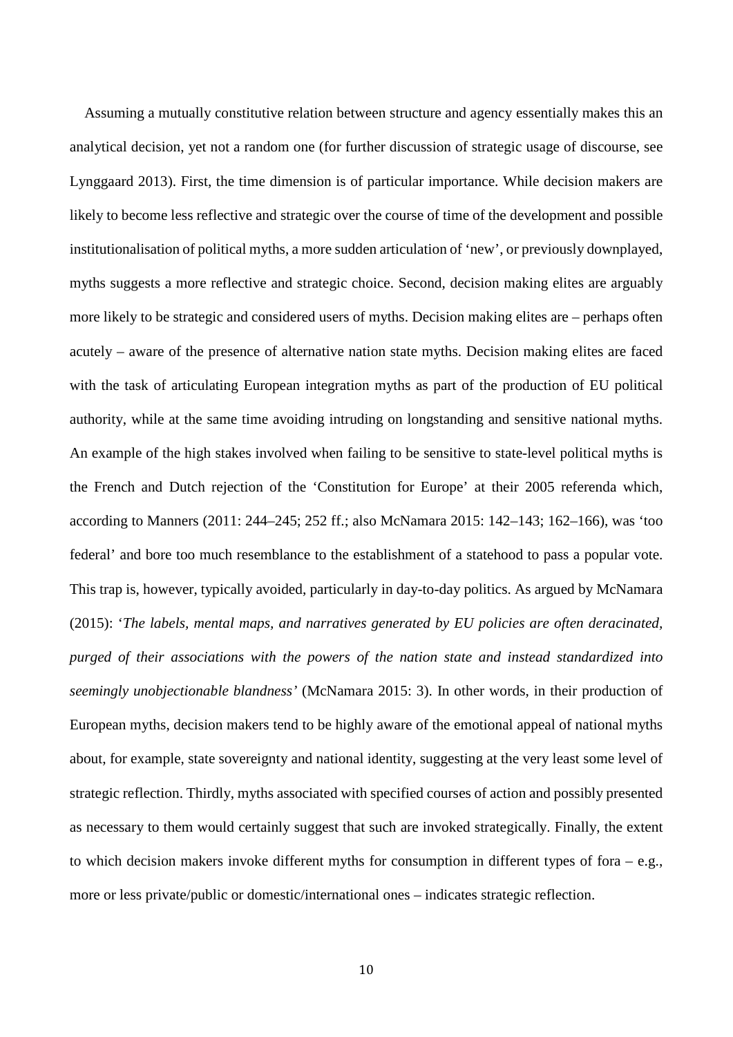Assuming a mutually constitutive relation between structure and agency essentially makes this an analytical decision, yet not a random one (for further discussion of strategic usage of discourse, see Lynggaard 2013). First, the time dimension is of particular importance. While decision makers are likely to become less reflective and strategic over the course of time of the development and possible institutionalisation of political myths, a more sudden articulation of 'new', or previously downplayed, myths suggests a more reflective and strategic choice. Second, decision making elites are arguably more likely to be strategic and considered users of myths. Decision making elites are – perhaps often acutely – aware of the presence of alternative nation state myths. Decision making elites are faced with the task of articulating European integration myths as part of the production of EU political authority, while at the same time avoiding intruding on longstanding and sensitive national myths. An example of the high stakes involved when failing to be sensitive to state-level political myths is the French and Dutch rejection of the 'Constitution for Europe' at their 2005 referenda which, according to Manners (2011: 244–245; 252 ff.; also McNamara 2015: 142–143; 162–166), was 'too federal' and bore too much resemblance to the establishment of a statehood to pass a popular vote. This trap is, however, typically avoided, particularly in day-to-day politics. As argued by McNamara (2015): '*The labels, mental maps, and narratives generated by EU policies are often deracinated, purged of their associations with the powers of the nation state and instead standardized into seemingly unobjectionable blandness'* (McNamara 2015: 3). In other words, in their production of European myths, decision makers tend to be highly aware of the emotional appeal of national myths about, for example, state sovereignty and national identity, suggesting at the very least some level of strategic reflection. Thirdly, myths associated with specified courses of action and possibly presented as necessary to them would certainly suggest that such are invoked strategically. Finally, the extent to which decision makers invoke different myths for consumption in different types of fora – e.g., more or less private/public or domestic/international ones – indicates strategic reflection.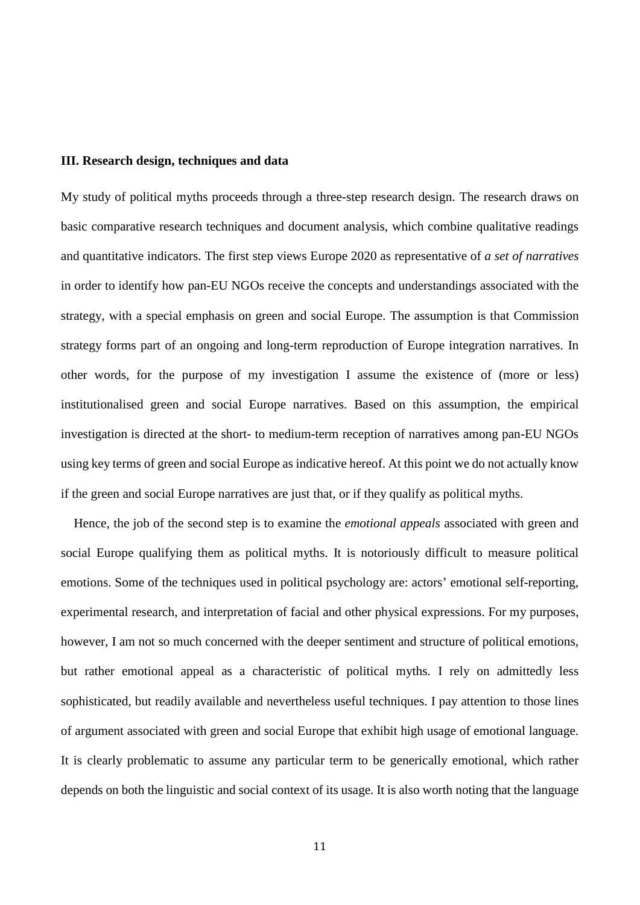### III. Research design, techniques and data

My study of political myths proceeds through a three-step research design. The research draws on basic comparative research techniques and document analysis, which combine qualitative readings and quantitative indicators. The first step views Europe 2020 as representative of *a set of narratives* in order to identify how pan-EU NGOs receive the concepts and understandings associated with the strategy, with a special emphasis on green and social Europe. The assumption is that Commission strategy forms part of an ongoing and long-term reproduction of Europe integration narratives. In other words, for the purpose of my investigation I assume the existence of (more or less) institutionalised green and social Europe narratives. Based on this assumption, the empirical investigation is directed at the short- to medium-term reception of narratives among pan-EU NGOs using key terms of green and social Europe as indicative hereof. At this point we do not actually know if the green and social Europe narratives are just that, or if they qualify as political myths.

Hence, the job of the second step is to examine the *emotional appeals* associated with green and social Europe qualifying them as political myths. It is notoriously difficult to measure political emotions. Some of the techniques used in political psychology are: actors' emotional self-reporting, experimental research, and interpretation of facial and other physical expressions. For my purposes, however, I am not so much concerned with the deeper sentiment and structure of political emotions, but rather emotional appeal as a characteristic of political myths. I rely on admittedly less sophisticated, but readily available and nevertheless useful techniques. I pay attention to those lines of argument associated with green and social Europe that exhibit high usage of emotional language. It is clearly problematic to assume any particular term to be generically emotional, which rather depends on both the linguistic and social context of its usage. It is also worth noting that the language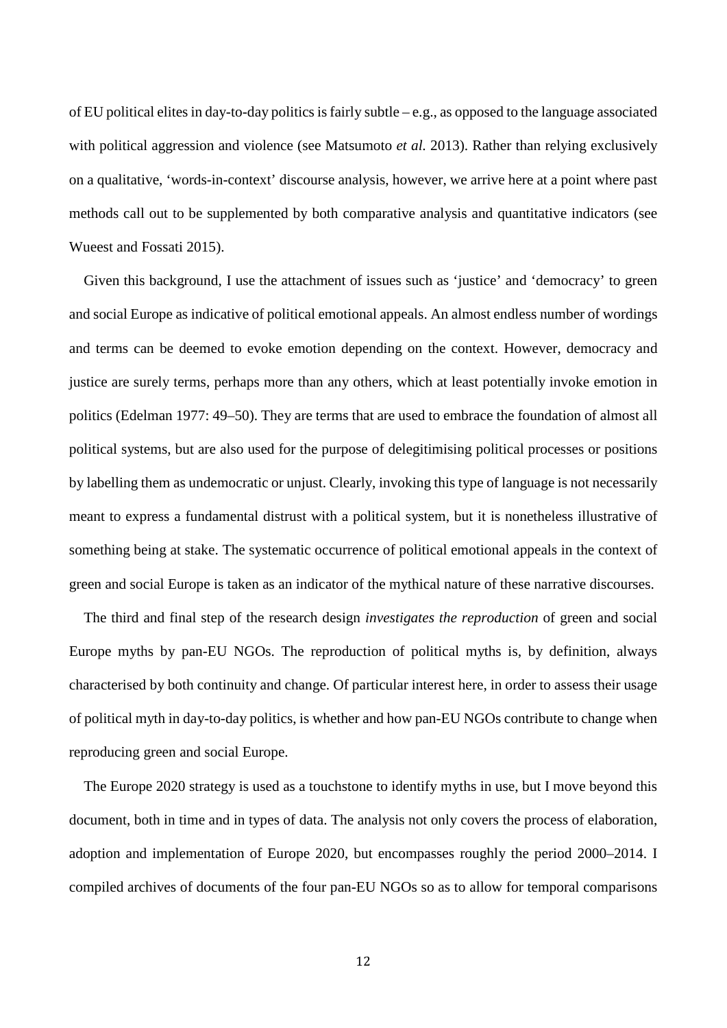of EU political elites in day-to-day politics is fairly subtle – e.g., as opposed to the language associated with political aggression and violence (see Matsumoto *et al.* 2013). Rather than relying exclusively on a qualitative, 'words-in-context' discourse analysis, however, we arrive here at a point where past methods call out to be supplemented by both comparative analysis and quantitative indicators (see Wueest and Fossati 2015).

Given this background, I use the attachment of issues such as 'justice' and 'democracy' to green and social Europe as indicative of political emotional appeals. An almost endless number of wordings and terms can be deemed to evoke emotion depending on the context. However, democracy and justice are surely terms, perhaps more than any others, which at least potentially invoke emotion in politics (Edelman 1977: 49–50). They are terms that are used to embrace the foundation of almost all political systems, but are also used for the purpose of delegitimising political processes or positions by labelling them as undemocratic or unjust. Clearly, invoking this type of language is not necessarily meant to express a fundamental distrust with a political system, but it is nonetheless illustrative of something being at stake. The systematic occurrence of political emotional appeals in the context of green and social Europe is taken as an indicator of the mythical nature of these narrative discourses.

The third and final step of the research design *investigates the reproduction* of green and social Europe myths by pan-EU NGOs. The reproduction of political myths is, by definition, always characterised by both continuity and change. Of particular interest here, in order to assess their usage of political myth in day-to-day politics, is whether and how pan-EU NGOs contribute to change when reproducing green and social Europe.

The Europe 2020 strategy is used as a touchstone to identify myths in use, but I move beyond this document, both in time and in types of data. The analysis not only covers the process of elaboration, adoption and implementation of Europe 2020, but encompasses roughly the period 2000–2014. I compiled archives of documents of the four pan-EU NGOs so as to allow for temporal comparisons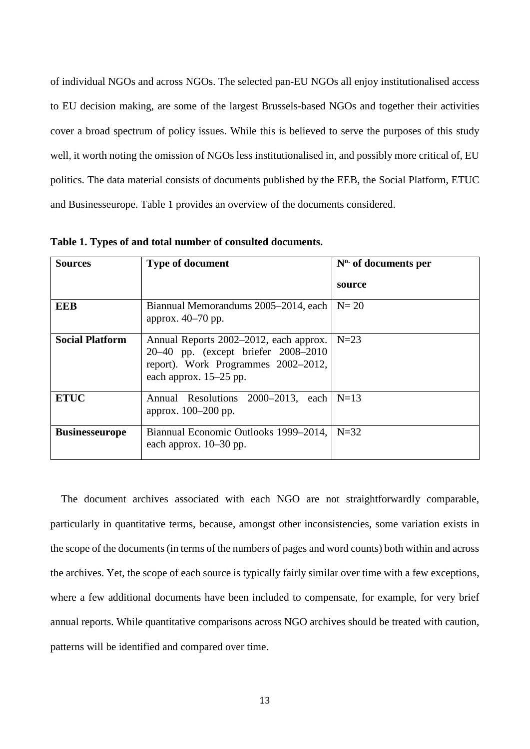of individual NGOs and across NGOs. The selected pan-EU NGOs all enjoy institutionalised access to EU decision making, are some of the largest Brussels-based NGOs and together their activities cover a broad spectrum of policy issues. While this is believed to serve the purposes of this study well, it worth noting the omission of NGOs less institutionalised in, and possibly more critical of, EU politics. The data material consists of documents published by the EEB, the Social Platform, ETUC and Businesseurope. Table 1 provides an overview of the documents considered.

**Table 1. Types of and total number of consulted documents.**

| **Sources** | **Type of document** | **Nº. of documents per source** |
|---|---|---|
| **EEB** | Biannual Memorandums 2005–2014, each approx. 40–70 pp. | N= 20 |
| **Social Platform** | Annual Reports 2002–2012, each approx. 20–40 pp. (except briefer 2008–2010 report). Work Programmes 2002–2012, each approx. 15–25 pp. | N=23 |
| **ETUC** | Annual Resolutions 2000–2013, each approx. 100–200 pp. | N=13 |
| **Businesseurope** | Biannual Economic Outlooks 1999–2014, each approx. 10–30 pp. | N=32 |

The document archives associated with each NGO are not straightforwardly comparable, particularly in quantitative terms, because, amongst other inconsistencies, some variation exists in the scope of the documents (in terms of the numbers of pages and word counts) both within and across the archives. Yet, the scope of each source is typically fairly similar over time with a few exceptions, where a few additional documents have been included to compensate, for example, for very brief annual reports. While quantitative comparisons across NGO archives should be treated with caution, patterns will be identified and compared over time.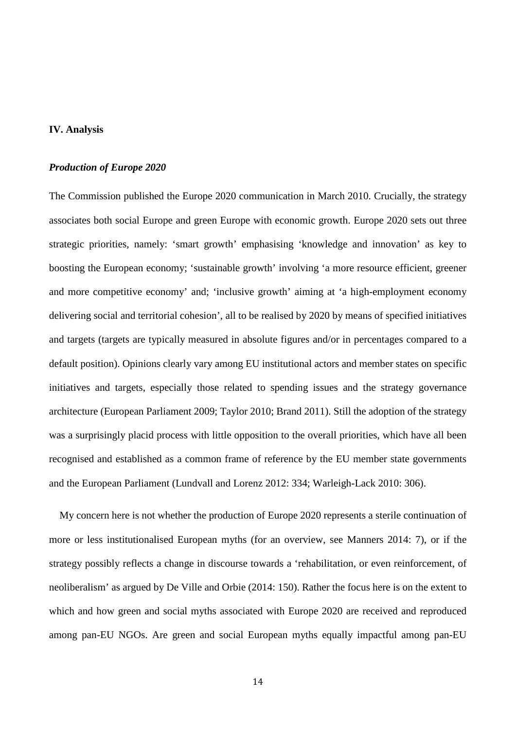## IV. Analysis

### *Production of Europe 2020*

The Commission published the Europe 2020 communication in March 2010. Crucially, the strategy associates both social Europe and green Europe with economic growth. Europe 2020 sets out three strategic priorities, namely: 'smart growth' emphasising 'knowledge and innovation' as key to boosting the European economy; 'sustainable growth' involving 'a more resource efficient, greener and more competitive economy' and; 'inclusive growth' aiming at 'a high-employment economy delivering social and territorial cohesion', all to be realised by 2020 by means of specified initiatives and targets (targets are typically measured in absolute figures and/or in percentages compared to a default position). Opinions clearly vary among EU institutional actors and member states on specific initiatives and targets, especially those related to spending issues and the strategy governance architecture (European Parliament 2009; Taylor 2010; Brand 2011). Still the adoption of the strategy was a surprisingly placid process with little opposition to the overall priorities, which have all been recognised and established as a common frame of reference by the EU member state governments and the European Parliament (Lundvall and Lorenz 2012: 334; Warleigh-Lack 2010: 306).

My concern here is not whether the production of Europe 2020 represents a sterile continuation of more or less institutionalised European myths (for an overview, see Manners 2014: 7), or if the strategy possibly reflects a change in discourse towards a 'rehabilitation, or even reinforcement, of neoliberalism' as argued by De Ville and Orbie (2014: 150). Rather the focus here is on the extent to which and how green and social myths associated with Europe 2020 are received and reproduced among pan-EU NGOs. Are green and social European myths equally impactful among pan-EU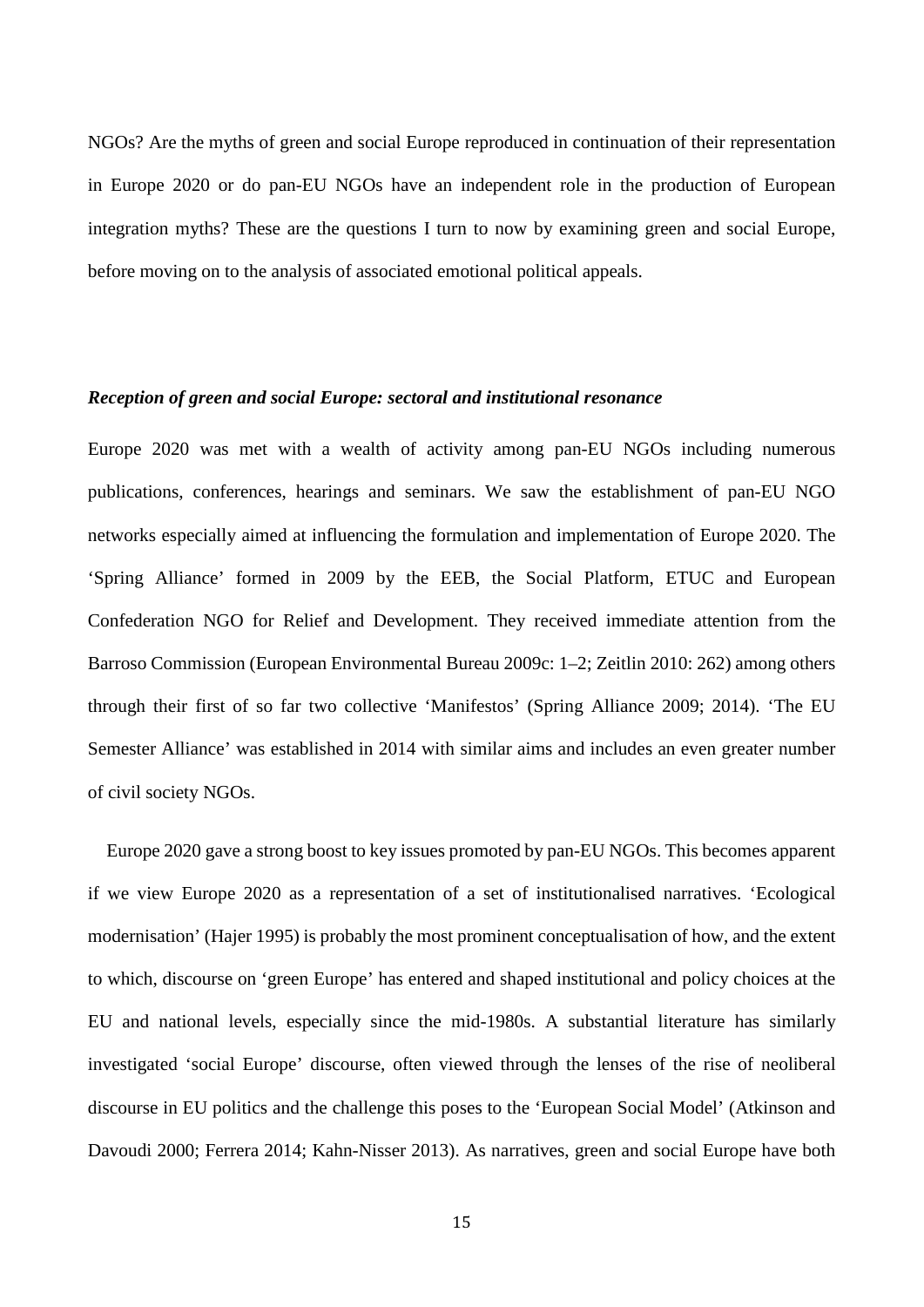NGOs? Are the myths of green and social Europe reproduced in continuation of their representation in Europe 2020 or do pan-EU NGOs have an independent role in the production of European integration myths? These are the questions I turn to now by examining green and social Europe, before moving on to the analysis of associated emotional political appeals.

### *Reception of green and social Europe: sectoral and institutional resonance*

Europe 2020 was met with a wealth of activity among pan-EU NGOs including numerous publications, conferences, hearings and seminars. We saw the establishment of pan-EU NGO networks especially aimed at influencing the formulation and implementation of Europe 2020. The 'Spring Alliance' formed in 2009 by the EEB, the Social Platform, ETUC and European Confederation NGO for Relief and Development. They received immediate attention from the Barroso Commission (European Environmental Bureau 2009c: 1–2; Zeitlin 2010: 262) among others through their first of so far two collective 'Manifestos' (Spring Alliance 2009; 2014). 'The EU Semester Alliance' was established in 2014 with similar aims and includes an even greater number of civil society NGOs.

Europe 2020 gave a strong boost to key issues promoted by pan-EU NGOs. This becomes apparent if we view Europe 2020 as a representation of a set of institutionalised narratives. 'Ecological modernisation' (Hajer 1995) is probably the most prominent conceptualisation of how, and the extent to which, discourse on 'green Europe' has entered and shaped institutional and policy choices at the EU and national levels, especially since the mid-1980s. A substantial literature has similarly investigated 'social Europe' discourse, often viewed through the lenses of the rise of neoliberal discourse in EU politics and the challenge this poses to the 'European Social Model' (Atkinson and Davoudi 2000; Ferrera 2014; Kahn-Nisser 2013). As narratives, green and social Europe have both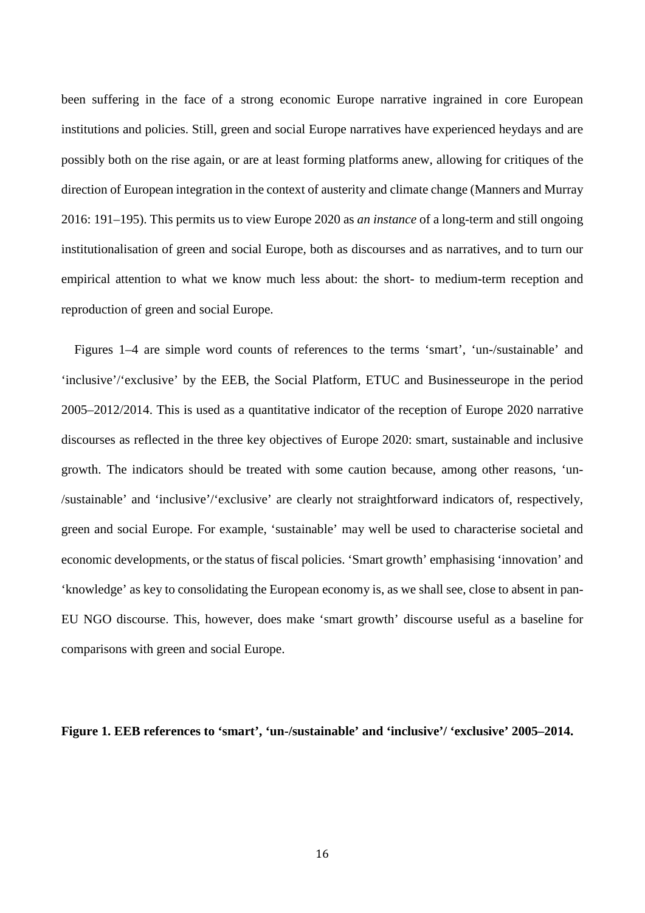been suffering in the face of a strong economic Europe narrative ingrained in core European institutions and policies. Still, green and social Europe narratives have experienced heydays and are possibly both on the rise again, or are at least forming platforms anew, allowing for critiques of the direction of European integration in the context of austerity and climate change (Manners and Murray 2016: 191–195). This permits us to view Europe 2020 as *an instance* of a long-term and still ongoing institutionalisation of green and social Europe, both as discourses and as narratives, and to turn our empirical attention to what we know much less about: the short- to medium-term reception and reproduction of green and social Europe.

Figures 1–4 are simple word counts of references to the terms 'smart', 'un-/sustainable' and 'inclusive'/'exclusive' by the EEB, the Social Platform, ETUC and Businesseurope in the period 2005–2012/2014. This is used as a quantitative indicator of the reception of Europe 2020 narrative discourses as reflected in the three key objectives of Europe 2020: smart, sustainable and inclusive growth. The indicators should be treated with some caution because, among other reasons, 'un-/sustainable' and 'inclusive'/'exclusive' are clearly not straightforward indicators of, respectively, green and social Europe. For example, 'sustainable' may well be used to characterise societal and economic developments, or the status of fiscal policies. 'Smart growth' emphasising 'innovation' and 'knowledge' as key to consolidating the European economy is, as we shall see, close to absent in pan-EU NGO discourse. This, however, does make 'smart growth' discourse useful as a baseline for comparisons with green and social Europe.

**Figure 1. EEB references to 'smart', 'un-/sustainable' and 'inclusive'/ 'exclusive' 2005–2014.**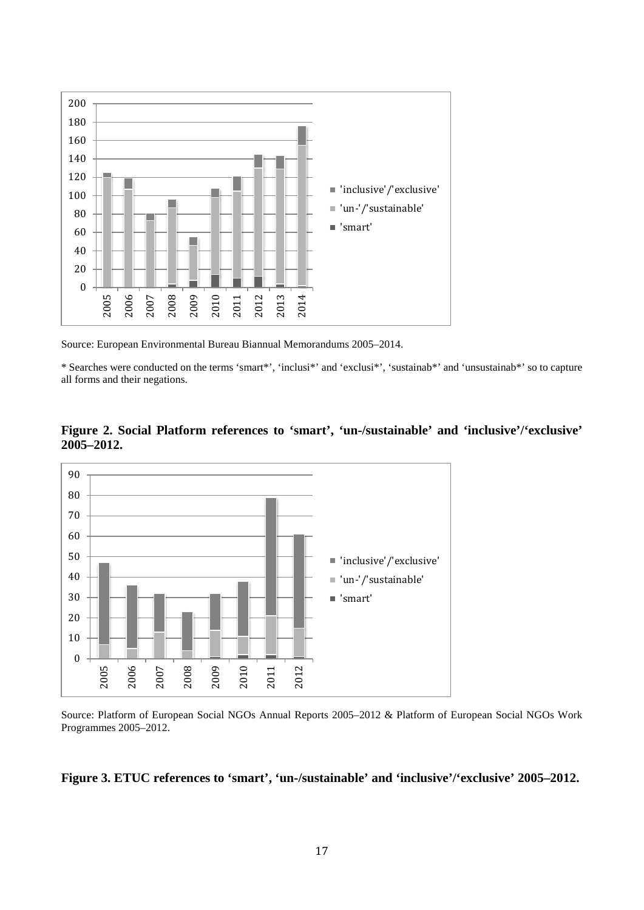Source: European Environmental Bureau Biannual Memorandums 2005–2014.

* Searches were conducted on the terms 'smart*', 'inclusi*' and 'exclusi*', 'sustainab*' and 'unsustainab*' so to capture all forms and their negations.

**Figure 2. Social Platform references to 'smart', 'un-/sustainable' and 'inclusive'/'exclusive' 2005–2012.**

Source: Platform of European Social NGOs Annual Reports 2005–2012 & Platform of European Social NGOs Work Programmes 2005–2012.

**Figure 3. ETUC references to 'smart', 'un-/sustainable' and 'inclusive'/'exclusive' 2005–2012.**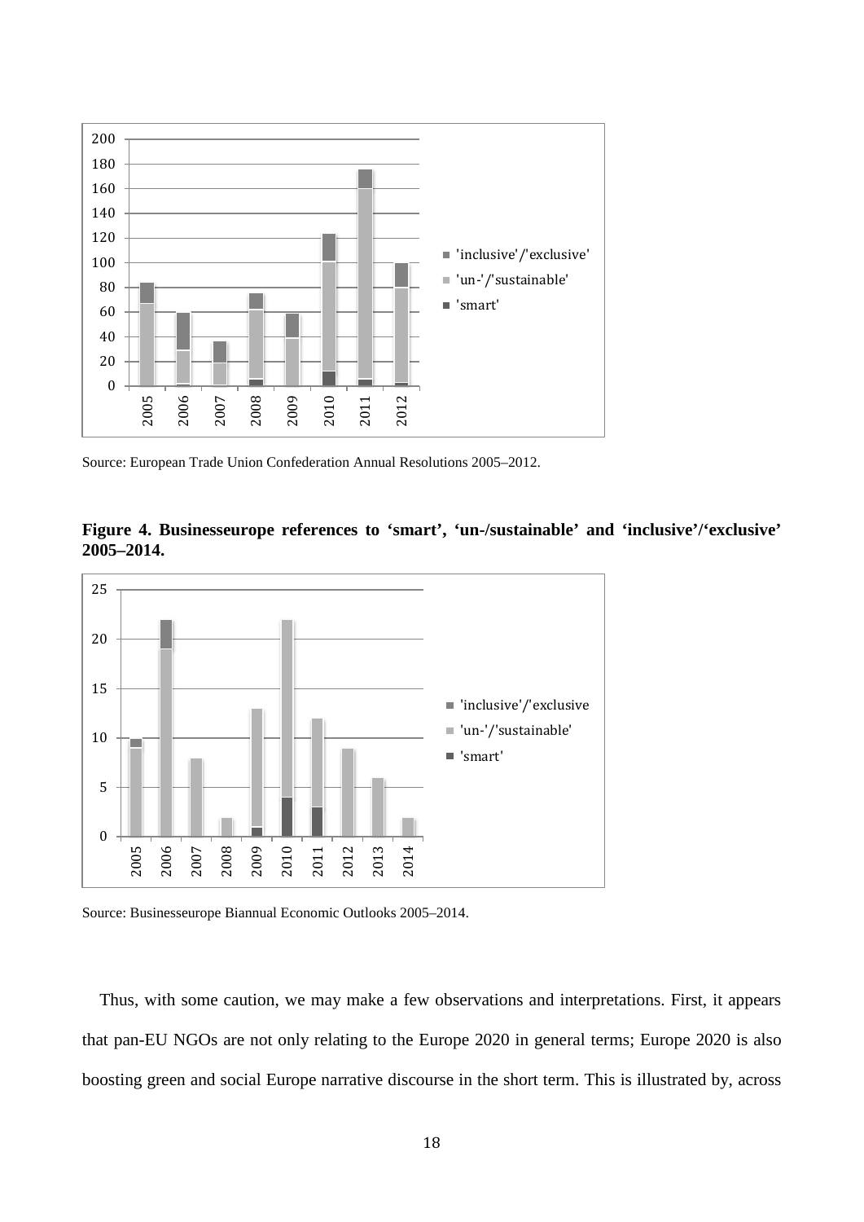Source: European Trade Union Confederation Annual Resolutions 2005–2012.

**Figure 4. Businesseurope references to 'smart', 'un-/sustainable' and 'inclusive'/'exclusive' 2005–2014.**

Source: Businesseurope Biannual Economic Outlooks 2005–2014.

Thus, with some caution, we may make a few observations and interpretations. First, it appears that pan-EU NGOs are not only relating to the Europe 2020 in general terms; Europe 2020 is also boosting green and social Europe narrative discourse in the short term. This is illustrated by, across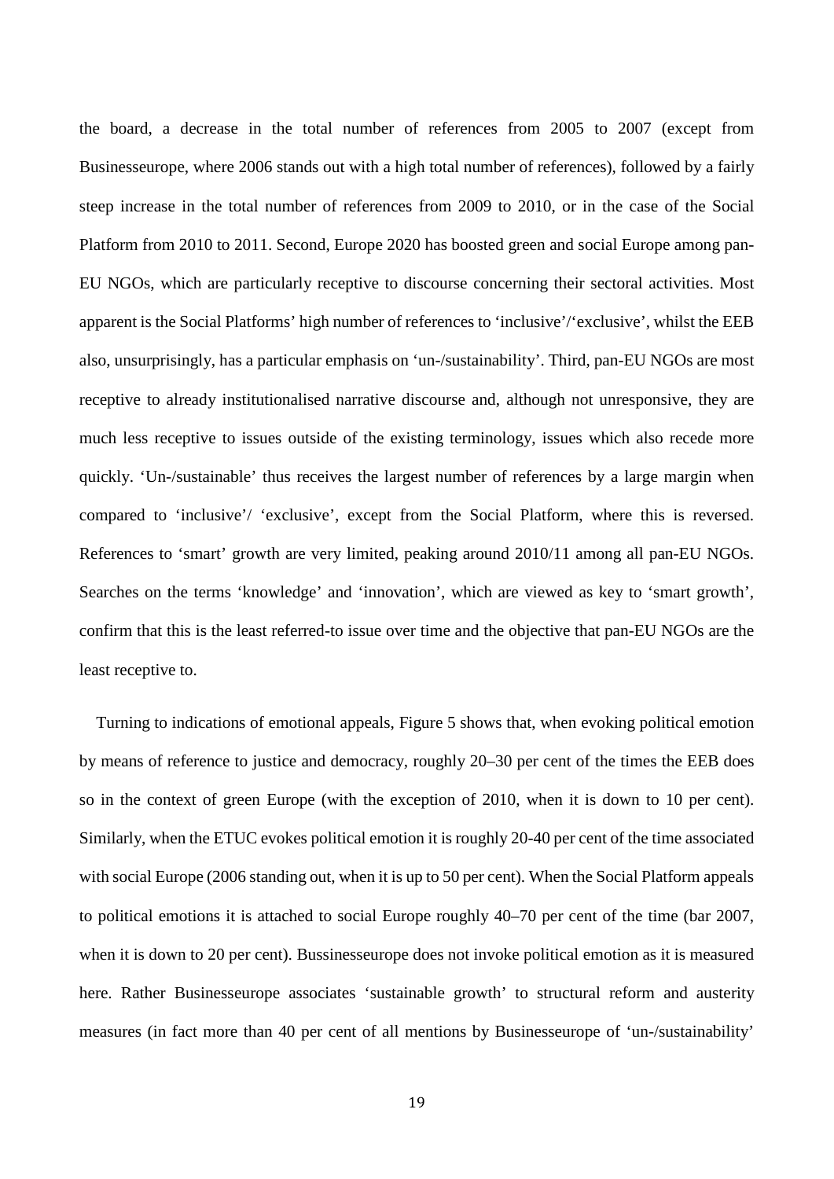the board, a decrease in the total number of references from 2005 to 2007 (except from Businesseurope, where 2006 stands out with a high total number of references), followed by a fairly steep increase in the total number of references from 2009 to 2010, or in the case of the Social Platform from 2010 to 2011. Second, Europe 2020 has boosted green and social Europe among pan-EU NGOs, which are particularly receptive to discourse concerning their sectoral activities. Most apparent is the Social Platforms' high number of references to 'inclusive'/'exclusive', whilst the EEB also, unsurprisingly, has a particular emphasis on 'un-/sustainability'. Third, pan-EU NGOs are most receptive to already institutionalised narrative discourse and, although not unresponsive, they are much less receptive to issues outside of the existing terminology, issues which also recede more quickly. 'Un-/sustainable' thus receives the largest number of references by a large margin when compared to 'inclusive'/ 'exclusive', except from the Social Platform, where this is reversed. References to 'smart' growth are very limited, peaking around 2010/11 among all pan-EU NGOs. Searches on the terms 'knowledge' and 'innovation', which are viewed as key to 'smart growth', confirm that this is the least referred-to issue over time and the objective that pan-EU NGOs are the least receptive to.

Turning to indications of emotional appeals, Figure 5 shows that, when evoking political emotion by means of reference to justice and democracy, roughly 20–30 per cent of the times the EEB does so in the context of green Europe (with the exception of 2010, when it is down to 10 per cent). Similarly, when the ETUC evokes political emotion it is roughly 20-40 per cent of the time associated with social Europe (2006 standing out, when it is up to 50 per cent). When the Social Platform appeals to political emotions it is attached to social Europe roughly 40–70 per cent of the time (bar 2007, when it is down to 20 per cent). Bussinesseurope does not invoke political emotion as it is measured here. Rather Businesseurope associates 'sustainable growth' to structural reform and austerity measures (in fact more than 40 per cent of all mentions by Businesseurope of 'un-/sustainability'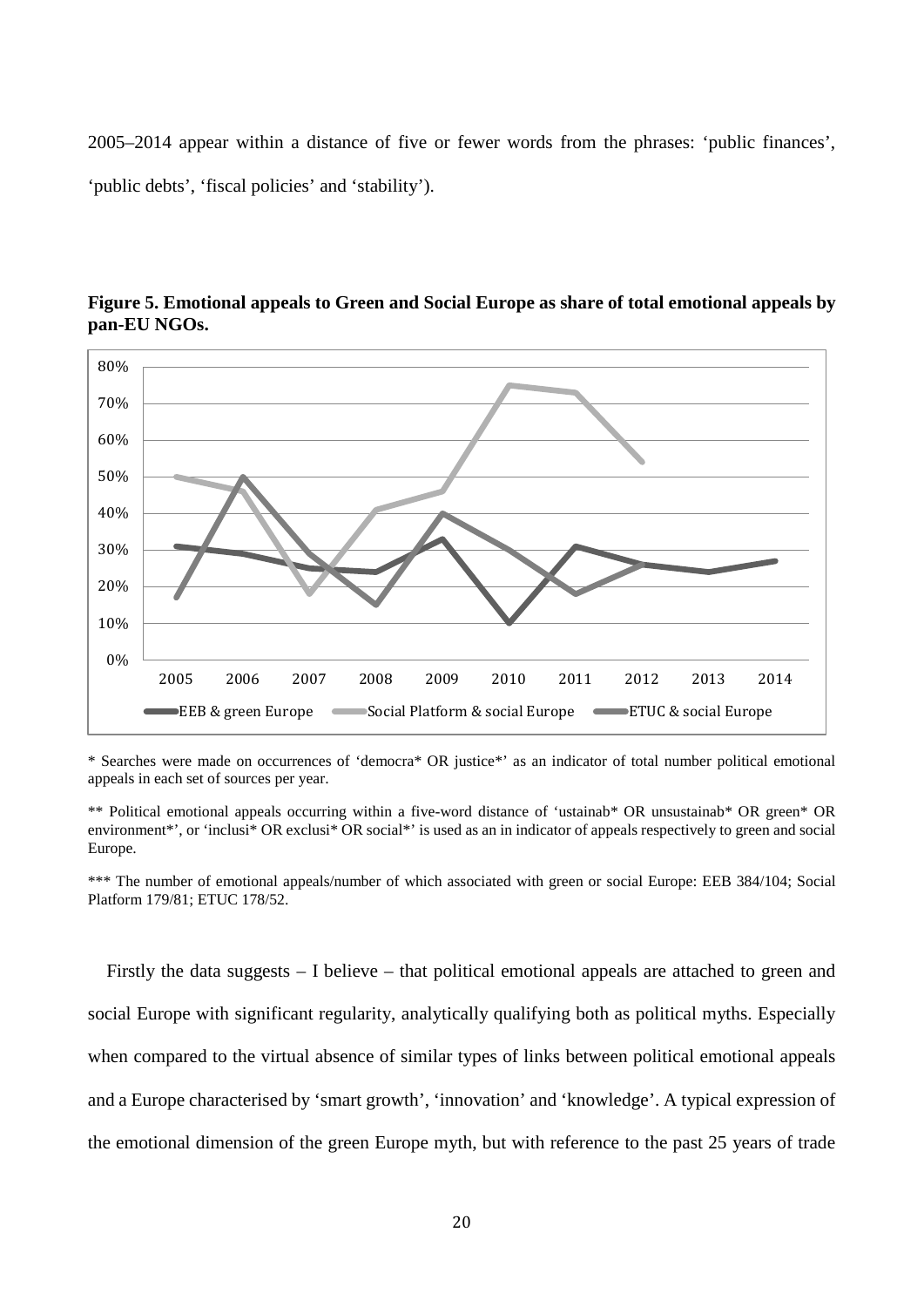2005–2014 appear within a distance of five or fewer words from the phrases: 'public finances', 'public debts', 'fiscal policies' and 'stability').

**Figure 5. Emotional appeals to Green and Social Europe as share of total emotional appeals by pan-EU NGOs.**

\* Searches were made on occurrences of 'democra* OR justice*' as an indicator of total number political emotional appeals in each set of sources per year.

\*\* Political emotional appeals occurring within a five-word distance of 'ustainab* OR unsustainab* OR green* OR environment*', or 'inclusi* OR exclusi* OR social*' is used as an in indicator of appeals respectively to green and social Europe.

\*\*\* The number of emotional appeals/number of which associated with green or social Europe: EEB 384/104; Social Platform 179/81; ETUC 178/52.

Firstly the data suggests – I believe – that political emotional appeals are attached to green and social Europe with significant regularity, analytically qualifying both as political myths. Especially when compared to the virtual absence of similar types of links between political emotional appeals and a Europe characterised by 'smart growth', 'innovation' and 'knowledge'. A typical expression of the emotional dimension of the green Europe myth, but with reference to the past 25 years of trade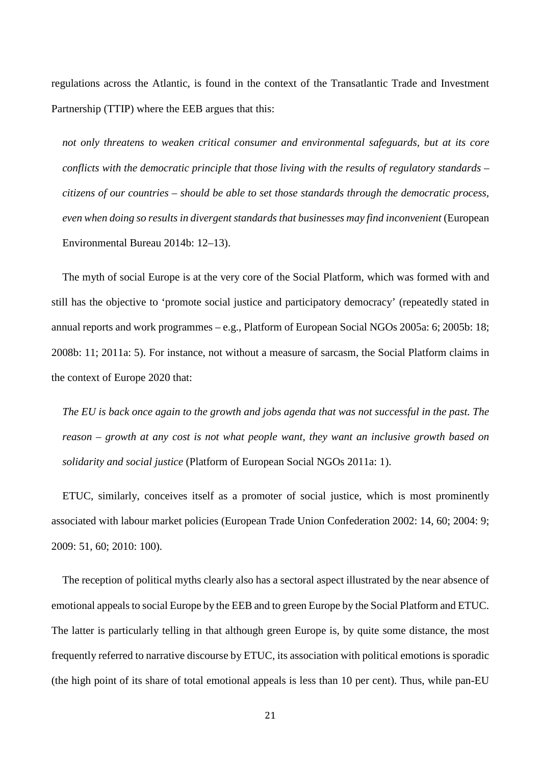regulations across the Atlantic, is found in the context of the Transatlantic Trade and Investment Partnership (TTIP) where the EEB argues that this:

> *not only threatens to weaken critical consumer and environmental safeguards, but at its core conflicts with the democratic principle that those living with the results of regulatory standards – citizens of our countries – should be able to set those standards through the democratic process, even when doing so results in divergent standards that businesses may find inconvenient* (European Environmental Bureau 2014b: 12–13).

The myth of social Europe is at the very core of the Social Platform, which was formed with and still has the objective to 'promote social justice and participatory democracy' (repeatedly stated in annual reports and work programmes – e.g., Platform of European Social NGOs 2005a: 6; 2005b: 18; 2008b: 11; 2011a: 5). For instance, not without a measure of sarcasm, the Social Platform claims in the context of Europe 2020 that:

> *The EU is back once again to the growth and jobs agenda that was not successful in the past. The reason – growth at any cost is not what people want, they want an inclusive growth based on solidarity and social justice* (Platform of European Social NGOs 2011a: 1).

ETUC, similarly, conceives itself as a promoter of social justice, which is most prominently associated with labour market policies (European Trade Union Confederation 2002: 14, 60; 2004: 9; 2009: 51, 60; 2010: 100).

The reception of political myths clearly also has a sectoral aspect illustrated by the near absence of emotional appeals to social Europe by the EEB and to green Europe by the Social Platform and ETUC. The latter is particularly telling in that although green Europe is, by quite some distance, the most frequently referred to narrative discourse by ETUC, its association with political emotions is sporadic (the high point of its share of total emotional appeals is less than 10 per cent). Thus, while pan-EU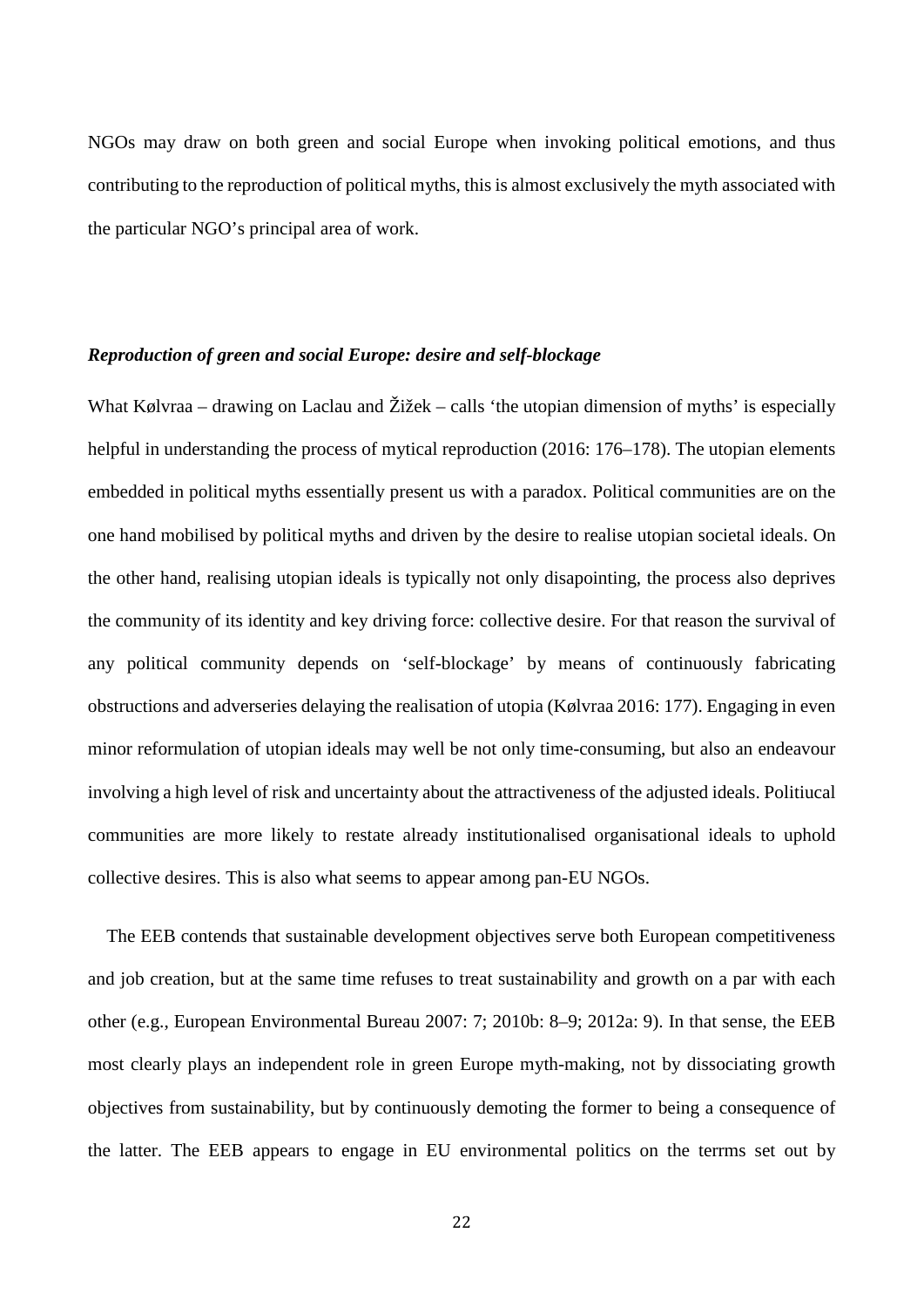NGOs may draw on both green and social Europe when invoking political emotions, and thus contributing to the reproduction of political myths, this is almost exclusively the myth associated with the particular NGO's principal area of work.

### ***Reproduction of green and social Europe: desire and self-blockage***

What Kølvraa – drawing on Laclau and Žižek – calls 'the utopian dimension of myths' is especially helpful in understanding the process of mytical reproduction (2016: 176–178). The utopian elements embedded in political myths essentially present us with a paradox. Political communities are on the one hand mobilised by political myths and driven by the desire to realise utopian societal ideals. On the other hand, realising utopian ideals is typically not only disapointing, the process also deprives the community of its identity and key driving force: collective desire. For that reason the survival of any political community depends on 'self-blockage' by means of continuously fabricating obstructions and adverseries delaying the realisation of utopia (Kølvraa 2016: 177). Engaging in even minor reformulation of utopian ideals may well be not only time-consuming, but also an endeavour involving a high level of risk and uncertainty about the attractiveness of the adjusted ideals. Politiucal communities are more likely to restate already institutionalised organisational ideals to uphold collective desires. This is also what seems to appear among pan-EU NGOs.

The EEB contends that sustainable development objectives serve both European competitiveness and job creation, but at the same time refuses to treat sustainability and growth on a par with each other (e.g., European Environmental Bureau 2007: 7; 2010b: 8–9; 2012a: 9). In that sense, the EEB most clearly plays an independent role in green Europe myth-making, not by dissociating growth objectives from sustainability, but by continuously demoting the former to being a consequence of the latter. The EEB appears to engage in EU environmental politics on the terrms set out by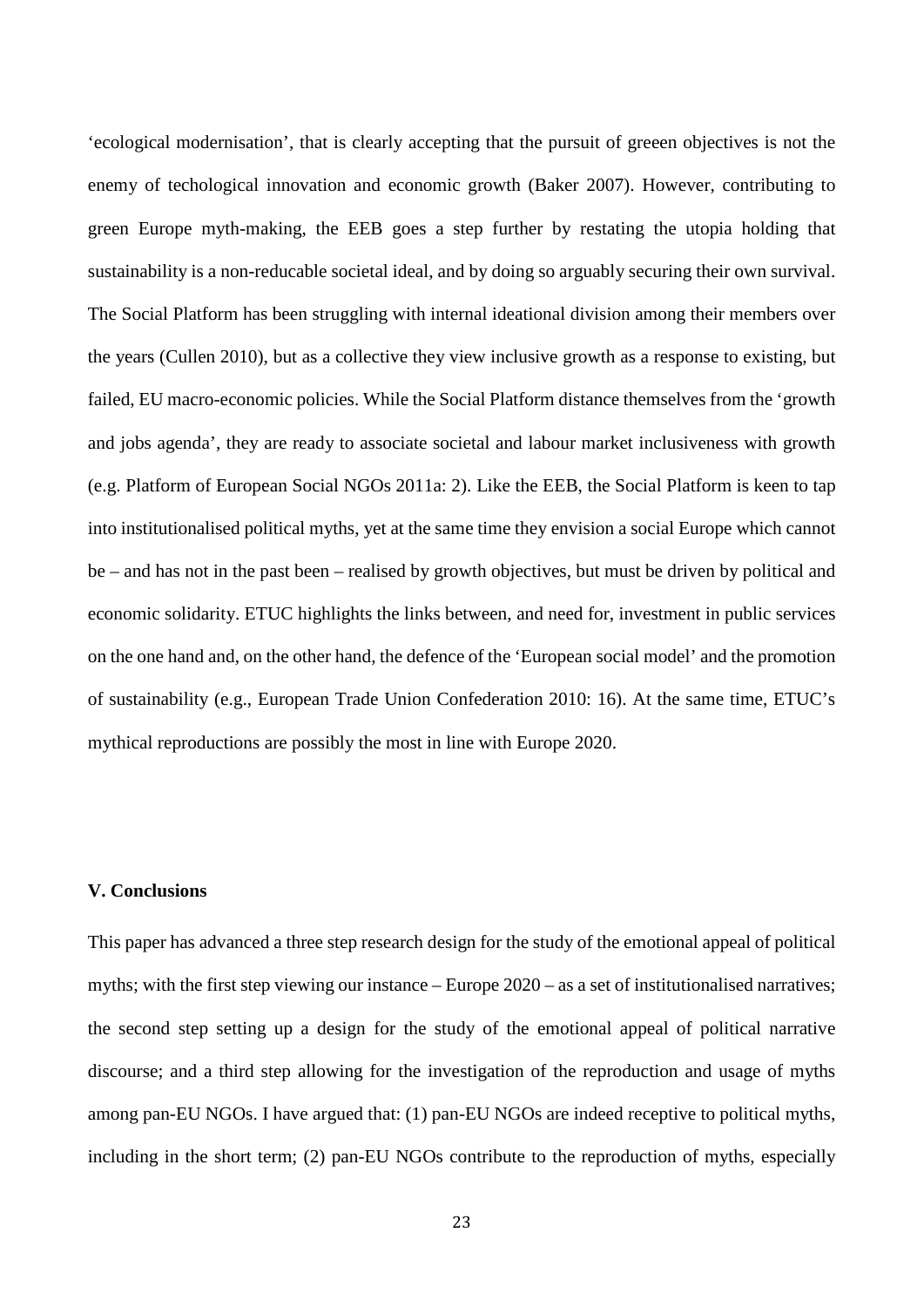'ecological modernisation', that is clearly accepting that the pursuit of greeen objectives is not the enemy of techological innovation and economic growth (Baker 2007). However, contributing to green Europe myth-making, the EEB goes a step further by restating the utopia holding that sustainability is a non-reducable societal ideal, and by doing so arguably securing their own survival. The Social Platform has been struggling with internal ideational division among their members over the years (Cullen 2010), but as a collective they view inclusive growth as a response to existing, but failed, EU macro-economic policies. While the Social Platform distance themselves from the 'growth and jobs agenda', they are ready to associate societal and labour market inclusiveness with growth (e.g. Platform of European Social NGOs 2011a: 2). Like the EEB, the Social Platform is keen to tap into institutionalised political myths, yet at the same time they envision a social Europe which cannot be – and has not in the past been – realised by growth objectives, but must be driven by political and economic solidarity. ETUC highlights the links between, and need for, investment in public services on the one hand and, on the other hand, the defence of the 'European social model' and the promotion of sustainability (e.g., European Trade Union Confederation 2010: 16). At the same time, ETUC's mythical reproductions are possibly the most in line with Europe 2020.

## V. Conclusions

This paper has advanced a three step research design for the study of the emotional appeal of political myths; with the first step viewing our instance – Europe 2020 – as a set of institutionalised narratives; the second step setting up a design for the study of the emotional appeal of political narrative discourse; and a third step allowing for the investigation of the reproduction and usage of myths among pan-EU NGOs. I have argued that: (1) pan-EU NGOs are indeed receptive to political myths, including in the short term; (2) pan-EU NGOs contribute to the reproduction of myths, especially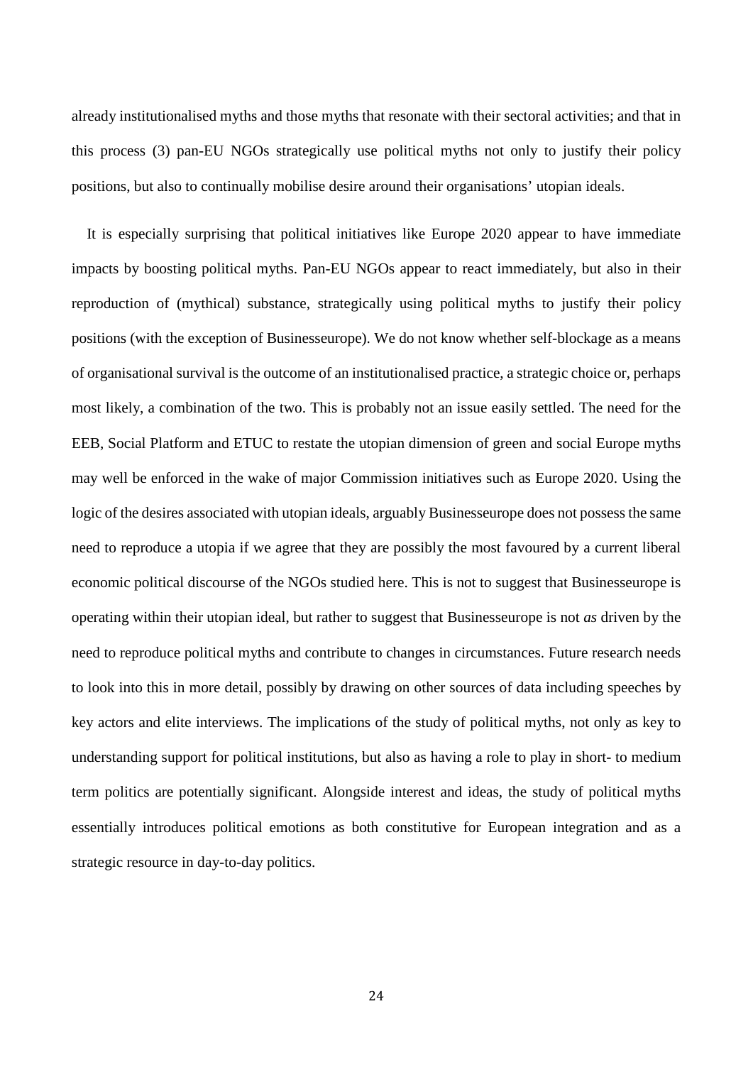already institutionalised myths and those myths that resonate with their sectoral activities; and that in this process (3) pan-EU NGOs strategically use political myths not only to justify their policy positions, but also to continually mobilise desire around their organisations' utopian ideals.

It is especially surprising that political initiatives like Europe 2020 appear to have immediate impacts by boosting political myths. Pan-EU NGOs appear to react immediately, but also in their reproduction of (mythical) substance, strategically using political myths to justify their policy positions (with the exception of Businesseurope). We do not know whether self-blockage as a means of organisational survival is the outcome of an institutionalised practice, a strategic choice or, perhaps most likely, a combination of the two. This is probably not an issue easily settled. The need for the EEB, Social Platform and ETUC to restate the utopian dimension of green and social Europe myths may well be enforced in the wake of major Commission initiatives such as Europe 2020. Using the logic of the desires associated with utopian ideals, arguably Businesseurope does not possess the same need to reproduce a utopia if we agree that they are possibly the most favoured by a current liberal economic political discourse of the NGOs studied here. This is not to suggest that Businesseurope is operating within their utopian ideal, but rather to suggest that Businesseurope is not *as* driven by the need to reproduce political myths and contribute to changes in circumstances. Future research needs to look into this in more detail, possibly by drawing on other sources of data including speeches by key actors and elite interviews. The implications of the study of political myths, not only as key to understanding support for political institutions, but also as having a role to play in short- to medium term politics are potentially significant. Alongside interest and ideas, the study of political myths essentially introduces political emotions as both constitutive for European integration and as a strategic resource in day-to-day politics.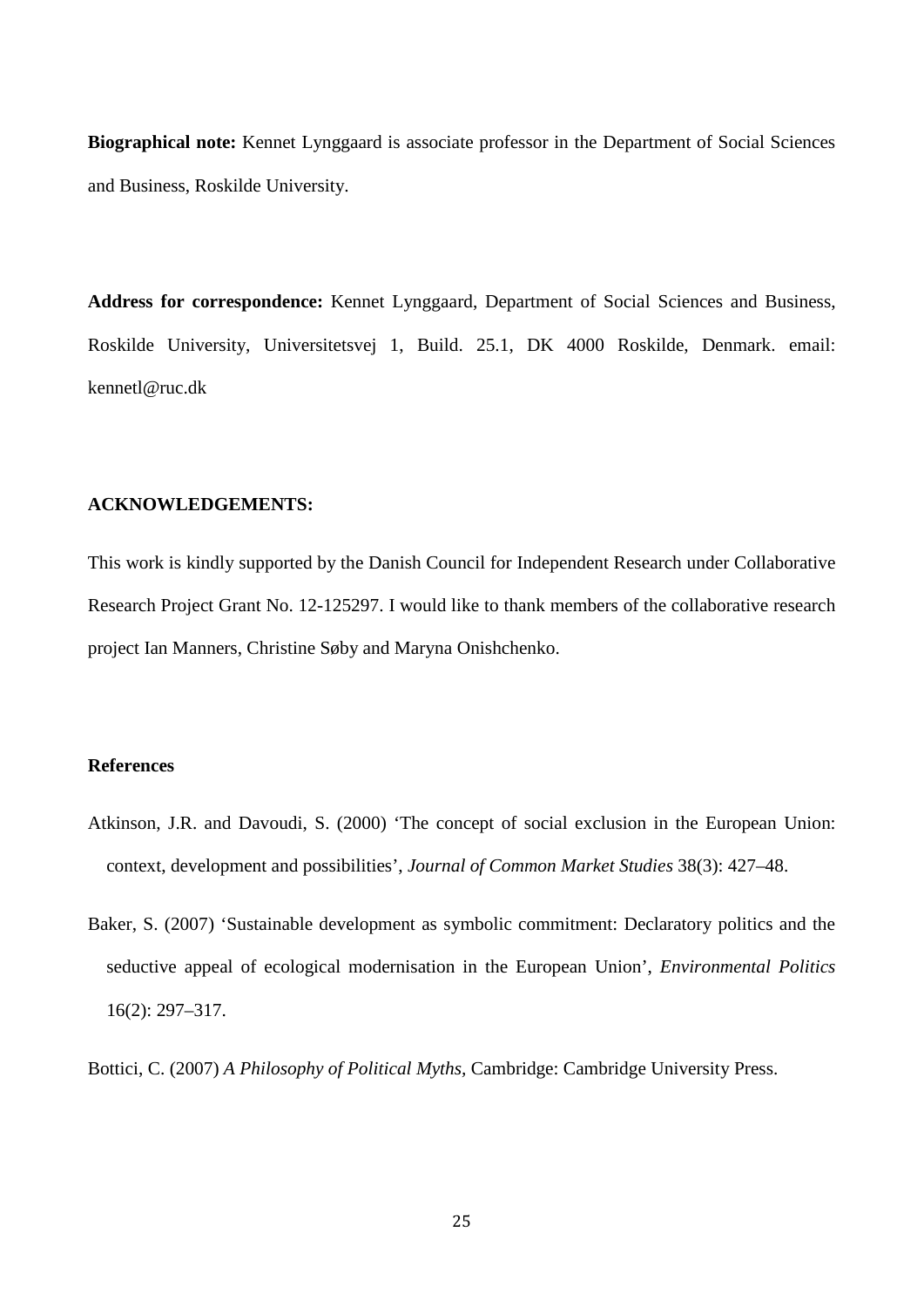**Biographical note:** Kennet Lynggaard is associate professor in the Department of Social Sciences and Business, Roskilde University.

**Address for correspondence:** Kennet Lynggaard, Department of Social Sciences and Business, Roskilde University, Universitetsvej 1, Build. 25.1, DK 4000 Roskilde, Denmark. email: kennetl@ruc.dk

**ACKNOWLEDGEMENTS:**

This work is kindly supported by the Danish Council for Independent Research under Collaborative Research Project Grant No. 12-125297. I would like to thank members of the collaborative research project Ian Manners, Christine Søby and Maryna Onishchenko.

**References**

Atkinson, J.R. and Davoudi, S. (2000) 'The concept of social exclusion in the European Union: context, development and possibilities', *Journal of Common Market Studies* 38(3): 427–48.

Baker, S. (2007) 'Sustainable development as symbolic commitment: Declaratory politics and the seductive appeal of ecological modernisation in the European Union', *Environmental Politics* 16(2): 297–317.

Bottici, C. (2007) *A Philosophy of Political Myths,* Cambridge: Cambridge University Press.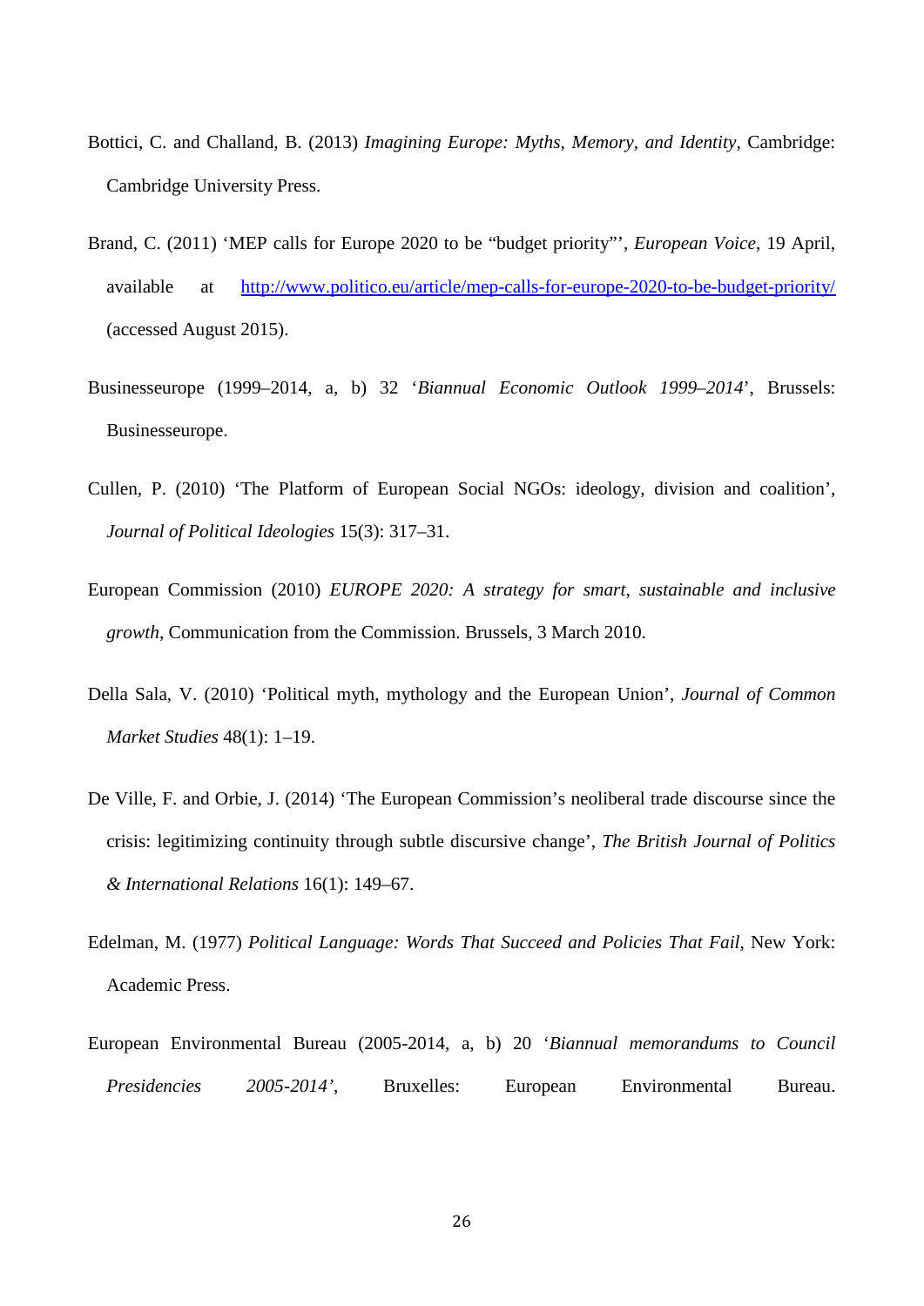Bottici, C. and Challand, B. (2013) *Imagining Europe: Myths, Memory, and Identity*, Cambridge: Cambridge University Press.

Brand, C. (2011) 'MEP calls for Europe 2020 to be "budget priority"', *European Voice*, 19 April, available at http://www.politico.eu/article/mep-calls-for-europe-2020-to-be-budget-priority/ (accessed August 2015).

Businesseurope (1999–2014, a, b) 32 '*Biannual Economic Outlook 1999–2014*', Brussels: Businesseurope.

Cullen, P. (2010) 'The Platform of European Social NGOs: ideology, division and coalition', *Journal of Political Ideologies* 15(3): 317–31.

European Commission (2010) *EUROPE 2020: A strategy for smart, sustainable and inclusive growth*, Communication from the Commission. Brussels, 3 March 2010.

Della Sala, V. (2010) 'Political myth, mythology and the European Union', *Journal of Common Market Studies* 48(1): 1–19.

De Ville, F. and Orbie, J. (2014) 'The European Commission's neoliberal trade discourse since the crisis: legitimizing continuity through subtle discursive change', *The British Journal of Politics & International Relations* 16(1): 149–67.

Edelman, M. (1977) *Political Language: Words That Succeed and Policies That Fail*, New York: Academic Press.

European Environmental Bureau (2005-2014, a, b) 20 '*Biannual memorandums to Council Presidencies 2005-2014'*, Bruxelles: European Environmental Bureau.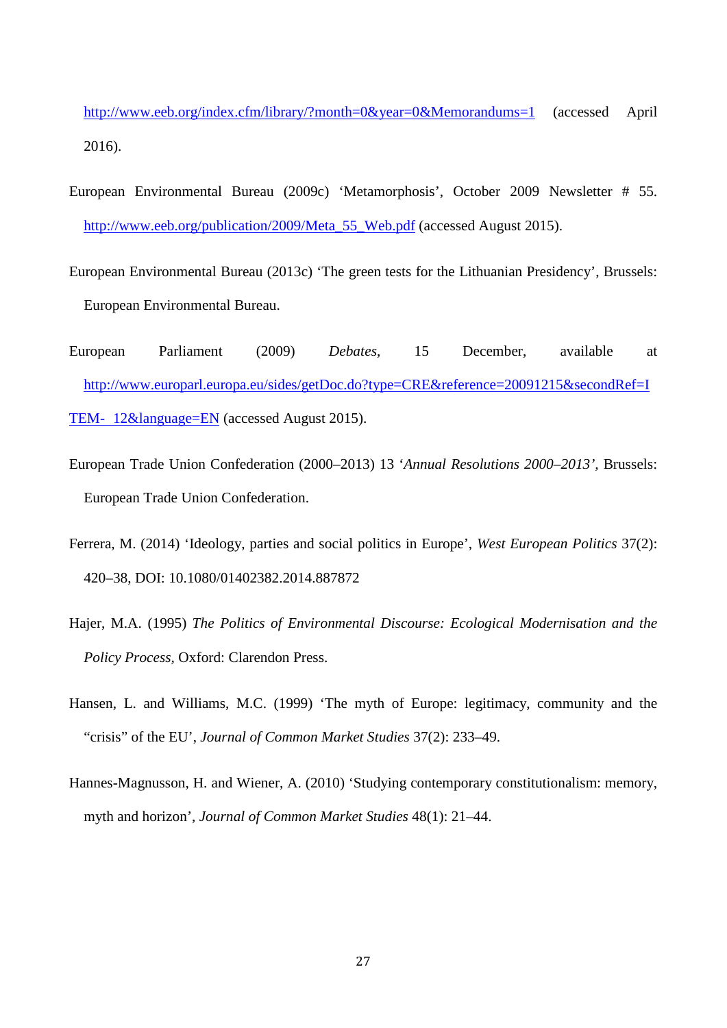http://www.eeb.org/index.cfm/library/?month=0&year=0&Memorandums=1 (accessed April 2016).

European Environmental Bureau (2009c) 'Metamorphosis', October 2009 Newsletter # 55. http://www.eeb.org/publication/2009/Meta_55_Web.pdf (accessed August 2015).

European Environmental Bureau (2013c) 'The green tests for the Lithuanian Presidency', Brussels: European Environmental Bureau.

European Parliament (2009) *Debates*, 15 December, available at http://www.europarl.europa.eu/sides/getDoc.do?type=CRE&reference=20091215&secondRef=ITEM- 12&language=EN (accessed August 2015).

European Trade Union Confederation (2000–2013) 13 '*Annual Resolutions 2000–2013'*, Brussels: European Trade Union Confederation.

Ferrera, M. (2014) 'Ideology, parties and social politics in Europe', *West European Politics* 37(2): 420–38, DOI: 10.1080/01402382.2014.887872

Hajer, M.A. (1995) *The Politics of Environmental Discourse: Ecological Modernisation and the Policy Process*, Oxford: Clarendon Press.

Hansen, L. and Williams, M.C. (1999) 'The myth of Europe: legitimacy, community and the "crisis" of the EU', *Journal of Common Market Studies* 37(2): 233–49.

Hannes-Magnusson, H. and Wiener, A. (2010) 'Studying contemporary constitutionalism: memory, myth and horizon', *Journal of Common Market Studies* 48(1): 21–44.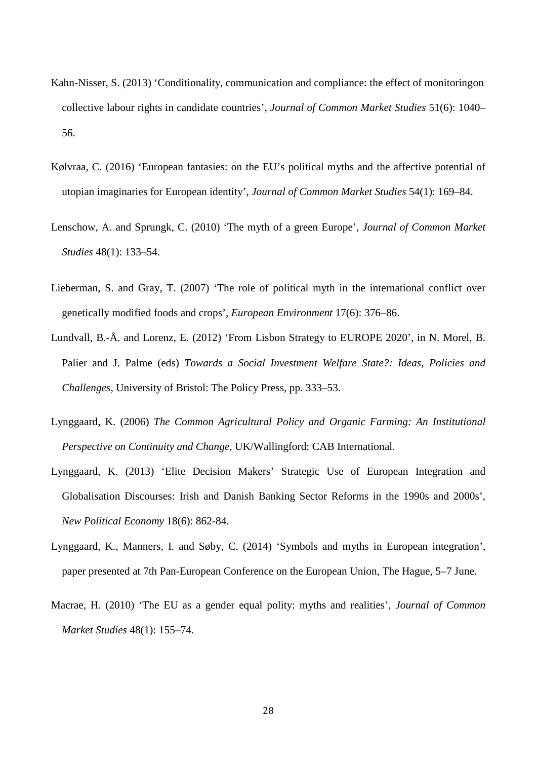Kahn-Nisser, S. (2013) 'Conditionality, communication and compliance: the effect of monitoringon collective labour rights in candidate countries', *Journal of Common Market Studies* 51(6): 1040–56.

Kølvraa, C. (2016) 'European fantasies: on the EU's political myths and the affective potential of utopian imaginaries for European identity', *Journal of Common Market Studies* 54(1): 169–84.

Lenschow, A. and Sprungk, C. (2010) 'The myth of a green Europe', *Journal of Common Market Studies* 48(1): 133–54.

Lieberman, S. and Gray, T. (2007) 'The role of political myth in the international conflict over genetically modified foods and crops', *European Environment* 17(6): 376–86.

Lundvall, B.-Å. and Lorenz, E. (2012) 'From Lisbon Strategy to EUROPE 2020', in N. Morel, B. Palier and J. Palme (eds) *Towards a Social Investment Welfare State?: Ideas, Policies and Challenges*, University of Bristol: The Policy Press, pp. 333–53.

Lynggaard, K. (2006) *The Common Agricultural Policy and Organic Farming: An Institutional Perspective on Continuity and Change,* UK/Wallingford: CAB International.

Lynggaard, K. (2013) 'Elite Decision Makers' Strategic Use of European Integration and Globalisation Discourses: Irish and Danish Banking Sector Reforms in the 1990s and 2000s', *New Political Economy* 18(6): 862-84.

Lynggaard, K., Manners, I. and Søby, C. (2014) 'Symbols and myths in European integration', paper presented at 7th Pan-European Conference on the European Union, The Hague, 5–7 June.

Macrae, H. (2010) 'The EU as a gender equal polity: myths and realities', *Journal of Common Market Studies* 48(1): 155–74.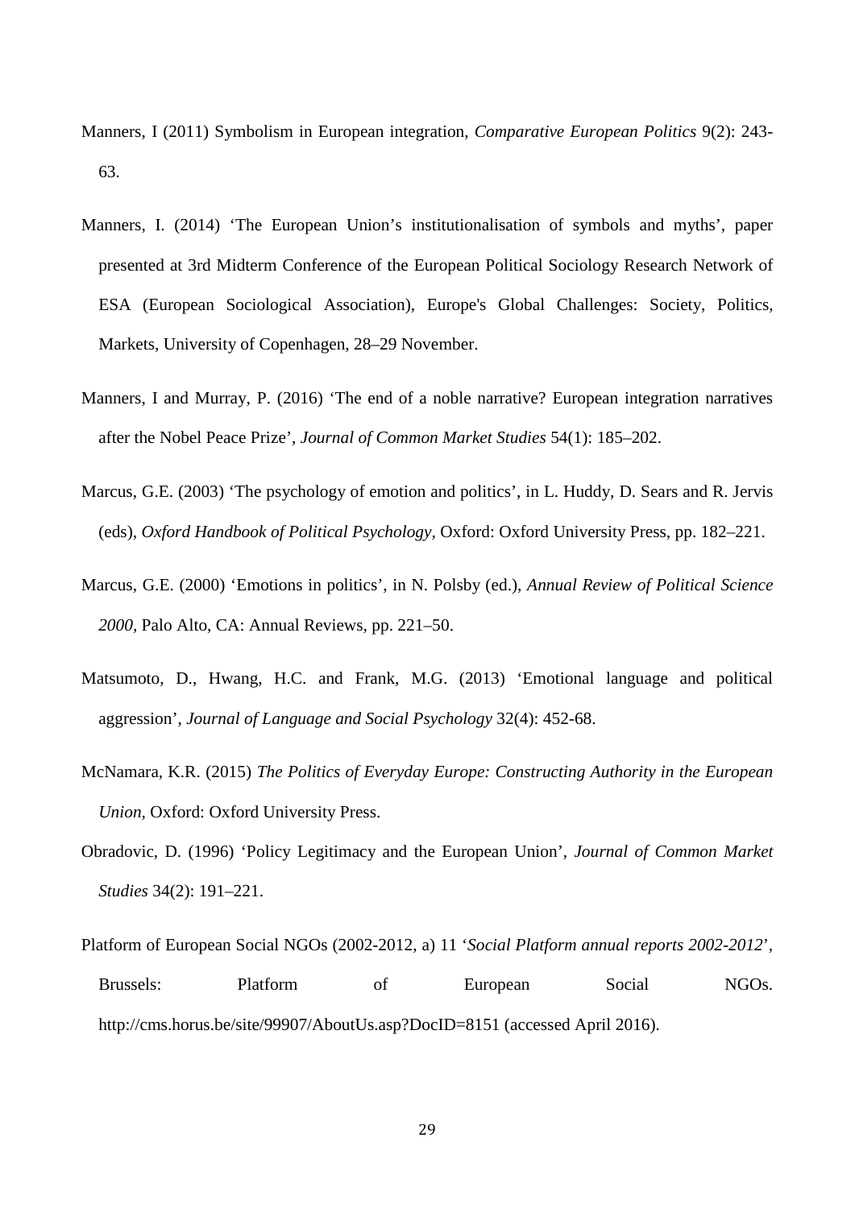Manners, I (2011) Symbolism in European integration, *Comparative European Politics* 9(2): 243-63.

Manners, I. (2014) 'The European Union's institutionalisation of symbols and myths', paper presented at 3rd Midterm Conference of the European Political Sociology Research Network of ESA (European Sociological Association), Europe's Global Challenges: Society, Politics, Markets, University of Copenhagen, 28–29 November.

Manners, I and Murray, P. (2016) 'The end of a noble narrative? European integration narratives after the Nobel Peace Prize', *Journal of Common Market Studies* 54(1): 185–202.

Marcus, G.E. (2003) 'The psychology of emotion and politics', in L. Huddy, D. Sears and R. Jervis (eds), *Oxford Handbook of Political Psychology*, Oxford: Oxford University Press, pp. 182–221.

Marcus, G.E. (2000) 'Emotions in politics', in N. Polsby (ed.), *Annual Review of Political Science 2000*, Palo Alto, CA: Annual Reviews, pp. 221–50.

Matsumoto, D., Hwang, H.C. and Frank, M.G. (2013) 'Emotional language and political aggression', *Journal of Language and Social Psychology* 32(4): 452-68.

McNamara, K.R. (2015) *The Politics of Everyday Europe: Constructing Authority in the European Union*, Oxford: Oxford University Press.

Obradovic, D. (1996) 'Policy Legitimacy and the European Union', *Journal of Common Market Studies* 34(2): 191–221.

Platform of European Social NGOs (2002-2012, a) 11 '*Social Platform annual reports 2002-2012*', Brussels: Platform of European Social NGOs. http://cms.horus.be/site/99907/AboutUs.asp?DocID=8151 (accessed April 2016).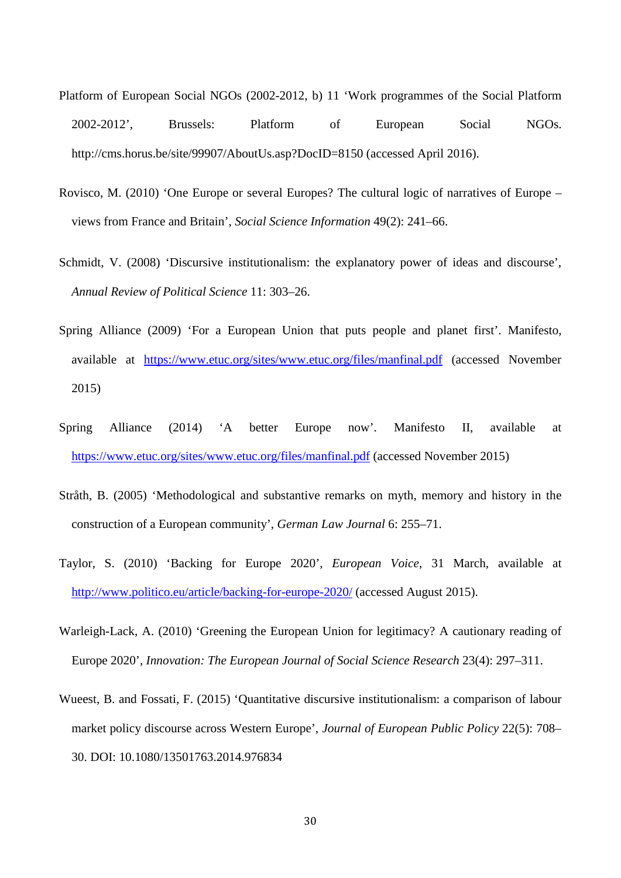Platform of European Social NGOs (2002-2012, b) 11 'Work programmes of the Social Platform 2002-2012', Brussels: Platform of European Social NGOs. http://cms.horus.be/site/99907/AboutUs.asp?DocID=8150 (accessed April 2016).

Rovisco, M. (2010) 'One Europe or several Europes? The cultural logic of narratives of Europe – views from France and Britain', *Social Science Information* 49(2): 241–66.

Schmidt, V. (2008) 'Discursive institutionalism: the explanatory power of ideas and discourse', *Annual Review of Political Science* 11: 303–26.

Spring Alliance (2009) 'For a European Union that puts people and planet first'. Manifesto, available at https://www.etuc.org/sites/www.etuc.org/files/manfinal.pdf (accessed November 2015)

Spring Alliance (2014) 'A better Europe now'. Manifesto II, available at https://www.etuc.org/sites/www.etuc.org/files/manfinal.pdf (accessed November 2015)

Stråth, B. (2005) 'Methodological and substantive remarks on myth, memory and history in the construction of a European community', *German Law Journal* 6: 255–71.

Taylor, S. (2010) 'Backing for Europe 2020', *European Voice*, 31 March, available at http://www.politico.eu/article/backing-for-europe-2020/ (accessed August 2015).

Warleigh-Lack, A. (2010) 'Greening the European Union for legitimacy? A cautionary reading of Europe 2020', *Innovation: The European Journal of Social Science Research* 23(4): 297–311.

Wueest, B. and Fossati, F. (2015) 'Quantitative discursive institutionalism: a comparison of labour market policy discourse across Western Europe', *Journal of European Public Policy* 22(5): 708–30. DOI: 10.1080/13501763.2014.976834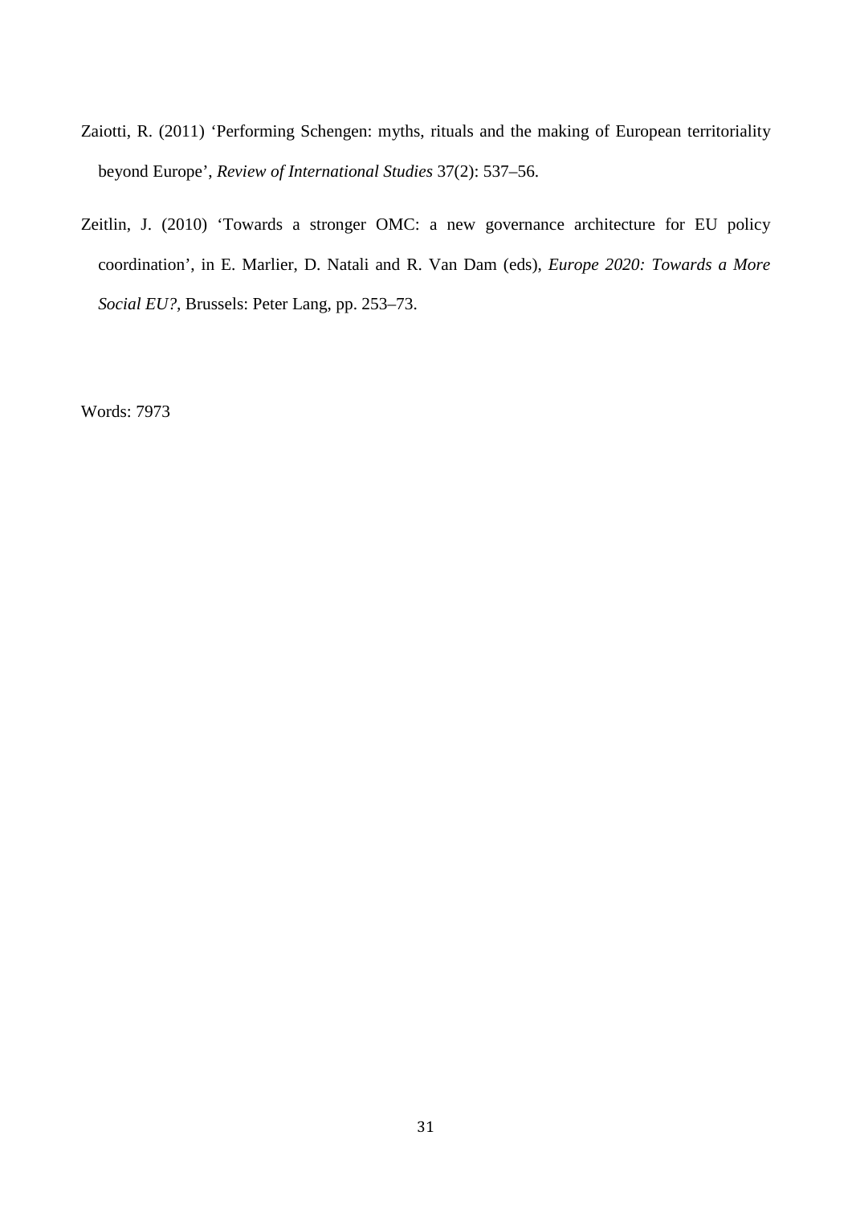Zaiotti, R. (2011) 'Performing Schengen: myths, rituals and the making of European territoriality beyond Europe', *Review of International Studies* 37(2): 537–56.

Zeitlin, J. (2010) 'Towards a stronger OMC: a new governance architecture for EU policy coordination', in E. Marlier, D. Natali and R. Van Dam (eds), *Europe 2020: Towards a More Social EU?*, Brussels: Peter Lang, pp. 253–73.

Words: 7973